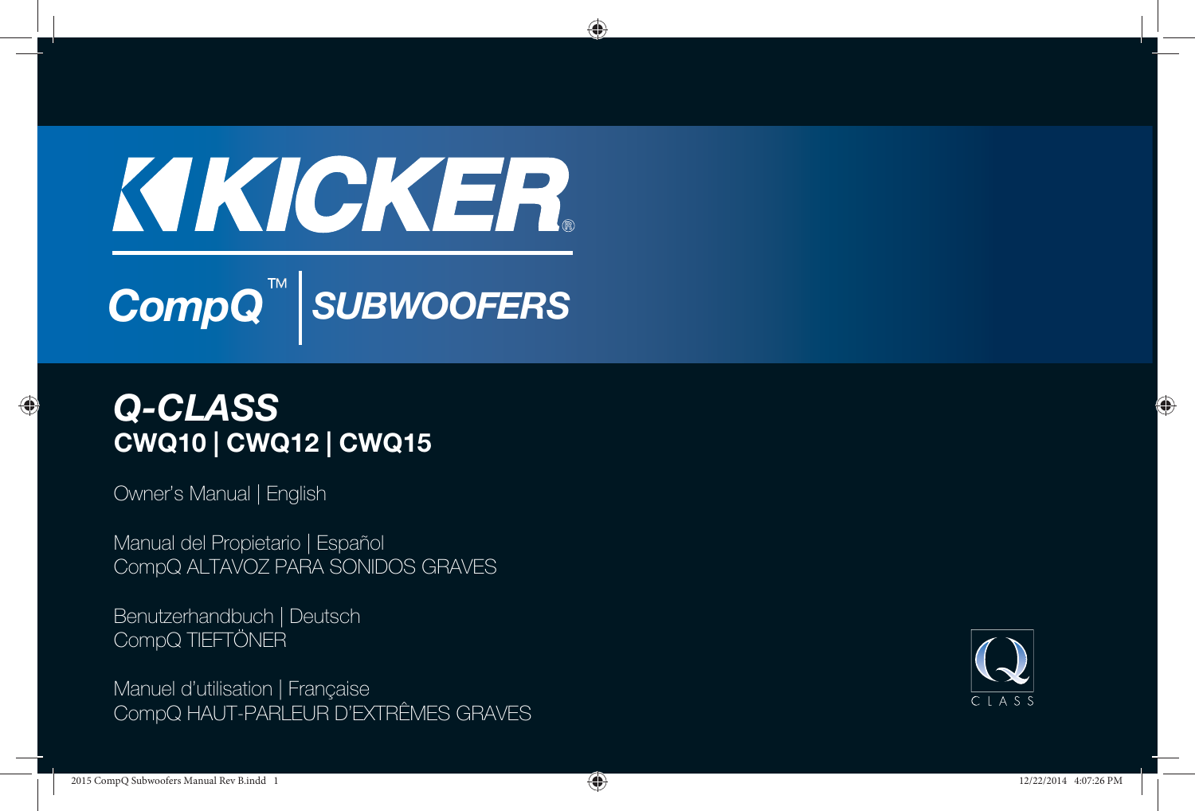# KICKER®

## CompQ™ | SUBWOOFERS

## *Q-CLASS*

**CWQ10 | CWQ12 | CWQ15**

Owner's Manual | English

Manual del Propietario | Español
CompQ ALTAVOZ PARA SONIDOS GRAVES

Benutzerhandbuch | Deutsch
CompQ TIEFTÖNER

Manuel d'utilisation | Française
CompQ HAUT-PARLEUR D'EXTRÊMES GRAVES

Q CLASS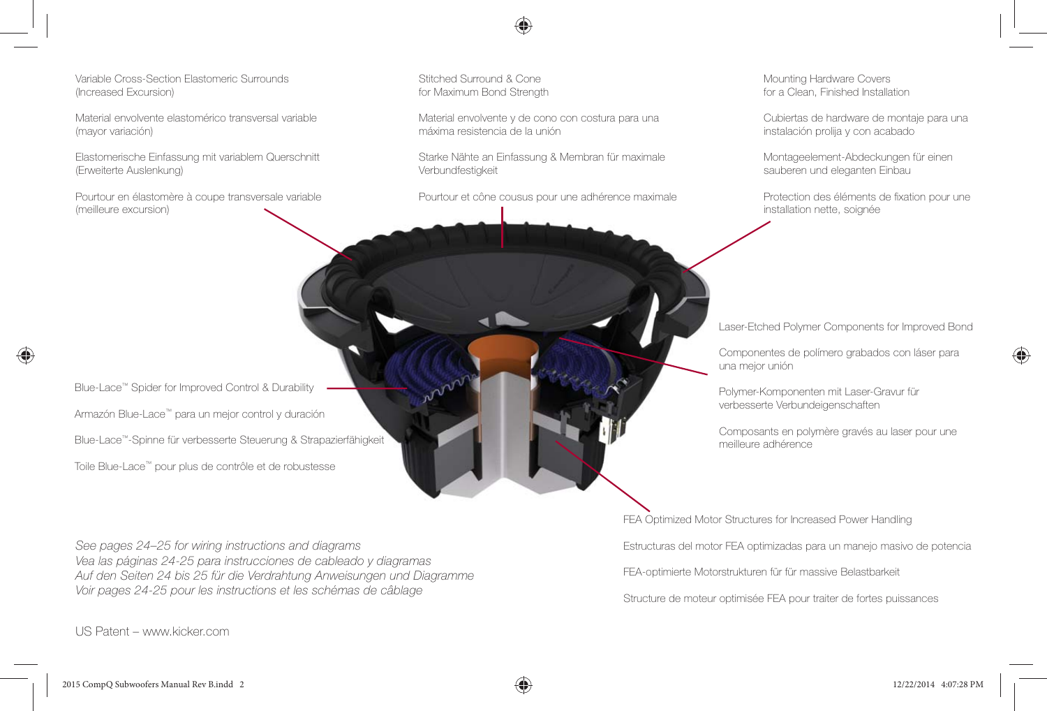Variable Cross-Section Elastomeric Surrounds
(Increased Excursion)

Material envolvente elastomérico transversal variable
(mayor variación)

Elastomerische Einfassung mit variablem Querschnitt
(Erweiterte Auslenkung)

Pourtour en élastomère à coupe transversale variable
(meilleure excursion)

Stitched Surround & Cone
for Maximum Bond Strength

Material envolvente y de cono con costura para una
máxima resistencia de la unión

Starke Nähte an Einfassung & Membran für maximale
Verbundfestigkeit

Pourtour et cône cousus pour une adhérence maximale

Mounting Hardware Covers
for a Clean, Finished Installation

Cubiertas de hardware de montaje para una
instalación prolija y con acabado

Montageelement-Abdeckungen für einen
sauberen und eleganten Einbau

Protection des éléments de fixation pour une
installation nette, soignée

Laser-Etched Polymer Components for Improved Bond

Componentes de polímero grabados con láser para
una mejor unión

Polymer-Komponenten mit Laser-Gravur für
verbesserte Verbundeigenschaften

Composants en polymère gravés au laser pour une
meilleure adhérence

Blue-Lace™ Spider for Improved Control & Durability

Armazón Blue-Lace™ para un mejor control y duración

Blue-Lace™-Spinne für verbesserte Steuerung & Strapazierfähigkeit

Toile Blue-Lace™ pour plus de contrôle et de robustesse

FEA Optimized Motor Structures for Increased Power Handling

Estructuras del motor FEA optimizadas para un manejo masivo de potencia

FEA-optimierte Motorstrukturen für für massive Belastbarkeit

Structure de moteur optimisée FEA pour traiter de fortes puissances

*See pages 24–25 for wiring instructions and diagrams*
*Vea las páginas 24-25 para instrucciones de cableado y diagramas*
*Auf den Seiten 24 bis 25 für die Verdrahtung Anweisungen und Diagramme*
*Voir pages 24-25 pour les instructions et les schémas de câblage*

US Patent – www.kicker.com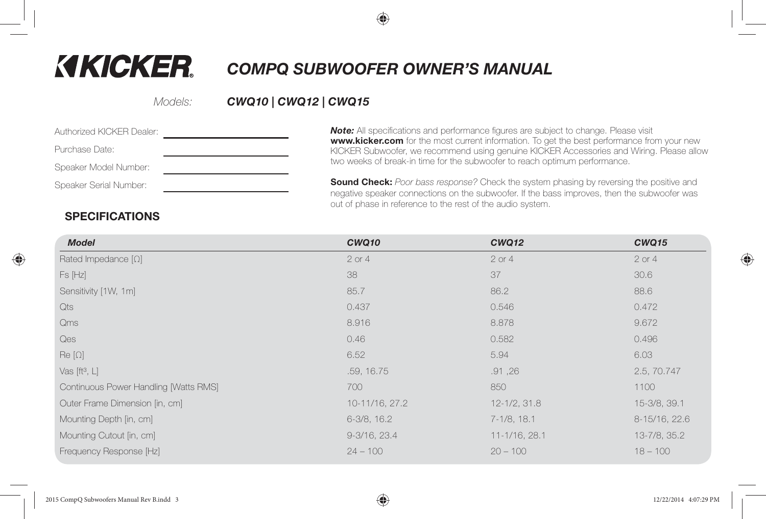# KICKER COMPQ SUBWOOFER OWNER'S MANUAL

*Models:* ***CWQ10 | CWQ12 | CWQ15***

Authorized KICKER Dealer: ______________________

Purchase Date: ______________________

Speaker Model Number: ______________________

Speaker Serial Number: ______________________

***Note:*** All specifications and performance figures are subject to change. Please visit **www.kicker.com** for the most current information. To get the best performance from your new KICKER Subwoofer, we recommend using genuine KICKER Accessories and Wiring. Please allow two weeks of break-in time for the subwoofer to reach optimum performance.

**Sound Check:** *Poor bass response?* Check the system phasing by reversing the positive and negative speaker connections on the subwoofer. If the bass improves, then the subwoofer was out of phase in reference to the rest of the audio system.

## SPECIFICATIONS

| ***Model*** | ***CWQ10*** | ***CWQ12*** | ***CWQ15*** |
|---|---|---|---|
| Rated Impedance [Ω] | 2 or 4 | 2 or 4 | 2 or 4 |
| Fs [Hz] | 38 | 37 | 30.6 |
| Sensitivity [1W, 1m] | 85.7 | 86.2 | 88.6 |
| Qts | 0.437 | 0.546 | 0.472 |
| Qms | 8.916 | 8.878 | 9.672 |
| Qes | 0.46 | 0.582 | 0.496 |
| Re [Ω] | 6.52 | 5.94 | 6.03 |
| Vas [$ft^3$, L] | .59, 16.75 | .91 ,26 | 2.5, 70.747 |
| Continuous Power Handling [Watts RMS] | 700 | 850 | 1100 |
| Outer Frame Dimension [in, cm] | 10-11/16, 27.2 | 12-1/2, 31.8 | 15-3/8, 39.1 |
| Mounting Depth [in, cm] | 6-3/8, 16.2 | 7-1/8, 18.1 | 8-15/16, 22.6 |
| Mounting Cutout [in, cm] | 9-3/16, 23.4 | 11-1/16, 28.1 | 13-7/8, 35.2 |
| Frequency Response [Hz] | 24 – 100 | 20 – 100 | 18 – 100 |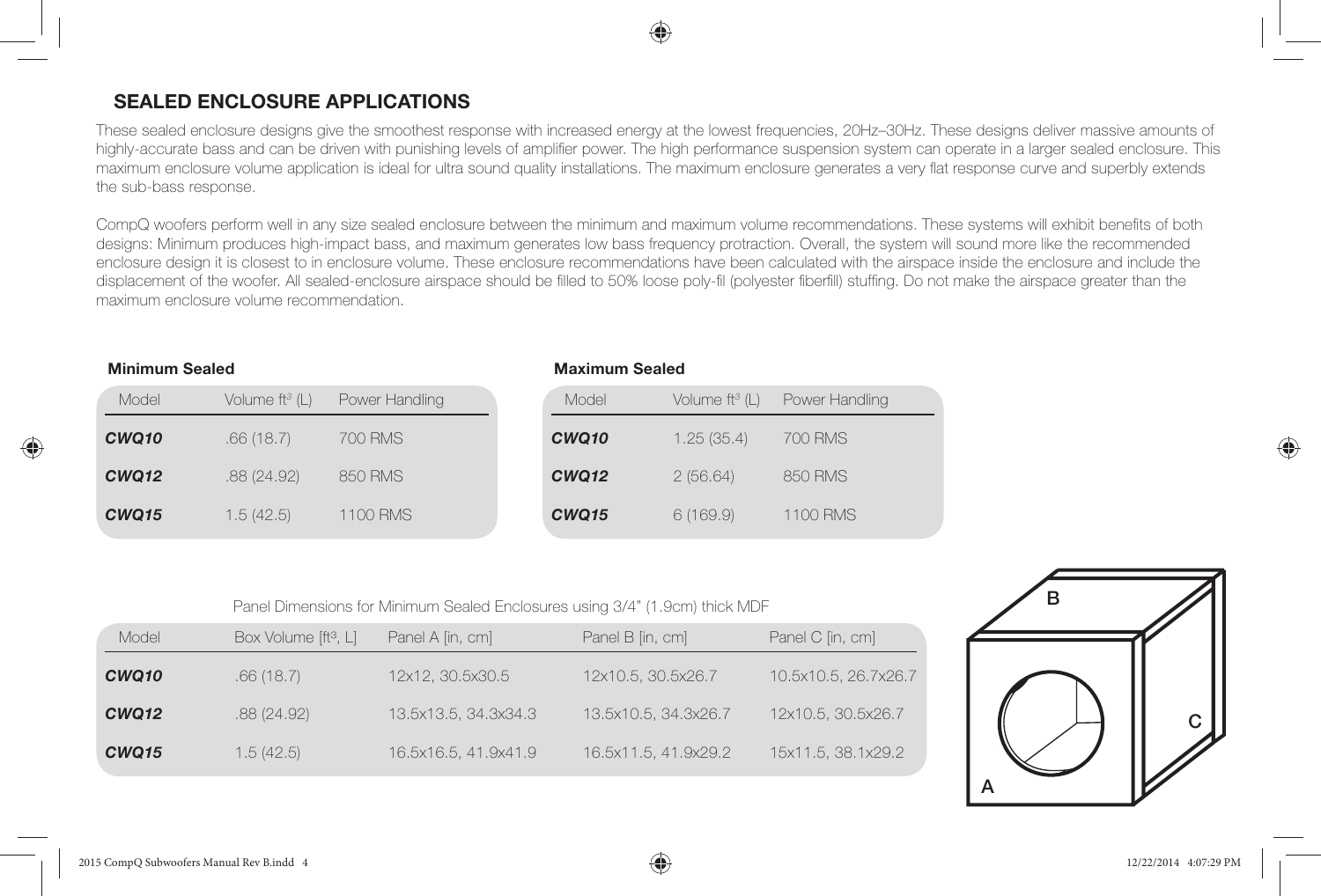## SEALED ENCLOSURE APPLICATIONS

These sealed enclosure designs give the smoothest response with increased energy at the lowest frequencies, 20Hz–30Hz. These designs deliver massive amounts of highly-accurate bass and can be driven with punishing levels of amplifier power. The high performance suspension system can operate in a larger sealed enclosure. This maximum enclosure volume application is ideal for ultra sound quality installations. The maximum enclosure generates a very flat response curve and superbly extends the sub-bass response.

CompQ woofers perform well in any size sealed enclosure between the minimum and maximum volume recommendations. These systems will exhibit benefits of both designs: Minimum produces high-impact bass, and maximum generates low bass frequency protraction. Overall, the system will sound more like the recommended enclosure design it is closest to in enclosure volume. These enclosure recommendations have been calculated with the airspace inside the enclosure and include the displacement of the woofer. All sealed-enclosure airspace should be filled to 50% loose poly-fil (polyester fiberfill) stuffing. Do not make the airspace greater than the maximum enclosure volume recommendation.

**Minimum Sealed**

| Model | Volume $ft^3$ (L) | Power Handling |
|---|---|---|
| ***CWQ10*** | .66 (18.7) | 700 RMS |
| ***CWQ12*** | .88 (24.92) | 850 RMS |
| ***CWQ15*** | 1.5 (42.5) | 1100 RMS |

**Maximum Sealed**

| Model | Volume $ft^3$ (L) | Power Handling |
|---|---|---|
| ***CWQ10*** | 1.25 (35.4) | 700 RMS |
| ***CWQ12*** | 2 (56.64) | 850 RMS |
| ***CWQ15*** | 6 (169.9) | 1100 RMS |

Panel Dimensions for Minimum Sealed Enclosures using 3/4" (1.9cm) thick MDF

| Model | Box Volume [$ft^3$, L] | Panel A [in, cm] | Panel B [in, cm] | Panel C [in, cm] |
|---|---|---|---|---|
| ***CWQ10*** | .66 (18.7) | 12x12, 30.5x30.5 | 12x10.5, 30.5x26.7 | 10.5x10.5, 26.7x26.7 |
| ***CWQ12*** | .88 (24.92) | 13.5x13.5, 34.3x34.3 | 13.5x10.5, 34.3x26.7 | 12x10.5, 30.5x26.7 |
| ***CWQ15*** | 1.5 (42.5) | 16.5x16.5, 41.9x41.9 | 16.5x11.5, 41.9x29.2 | 15x11.5, 38.1x29.2 |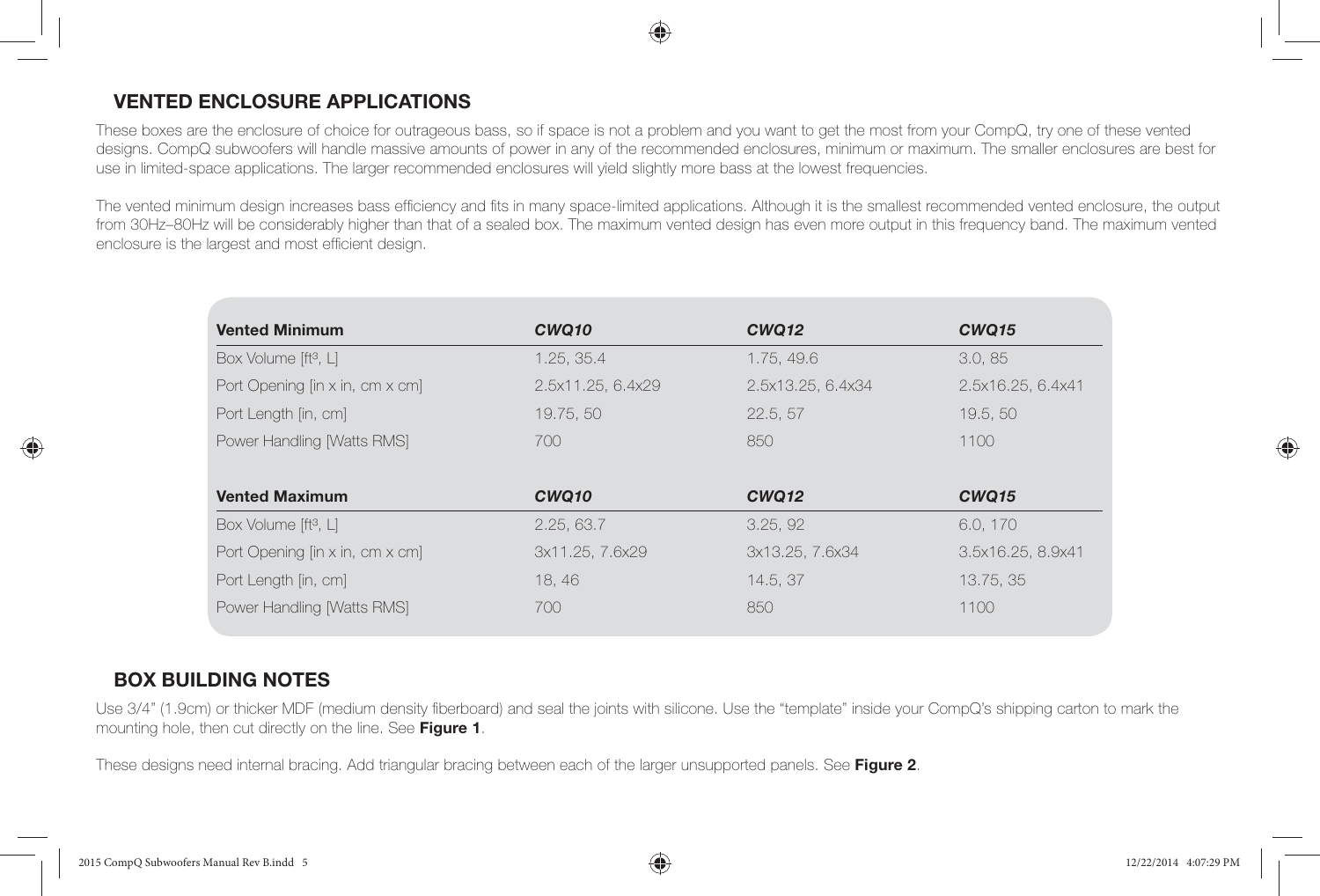## VENTED ENCLOSURE APPLICATIONS

These boxes are the enclosure of choice for outrageous bass, so if space is not a problem and you want to get the most from your CompQ, try one of these vented designs. CompQ subwoofers will handle massive amounts of power in any of the recommended enclosures, minimum or maximum. The smaller enclosures are best for use in limited-space applications. The larger recommended enclosures will yield slightly more bass at the lowest frequencies.

The vented minimum design increases bass efficiency and fits in many space-limited applications. Although it is the smallest recommended vented enclosure, the output from 30Hz–80Hz will be considerably higher than that of a sealed box. The maximum vented design has even more output in this frequency band. The maximum vented enclosure is the largest and most efficient design.

| **Vented Minimum** | ***CWQ10*** | ***CWQ12*** | ***CWQ15*** |
|---|---|---|---|
| Box Volume [ft³, L] | 1.25, 35.4 | 1.75, 49.6 | 3.0, 85 |
| Port Opening [in x in, cm x cm] | 2.5x11.25, 6.4x29 | 2.5x13.25, 6.4x34 | 2.5x16.25, 6.4x41 |
| Port Length [in, cm] | 19.75, 50 | 22.5, 57 | 19.5, 50 |
| Power Handling [Watts RMS] | 700 | 850 | 1100 |
| **Vented Maximum** | ***CWQ10*** | ***CWQ12*** | ***CWQ15*** |
| Box Volume [ft³, L] | 2.25, 63.7 | 3.25, 92 | 6.0, 170 |
| Port Opening [in x in, cm x cm] | 3x11.25, 7.6x29 | 3x13.25, 7.6x34 | 3.5x16.25, 8.9x41 |
| Port Length [in, cm] | 18, 46 | 14.5, 37 | 13.75, 35 |
| Power Handling [Watts RMS] | 700 | 850 | 1100 |

## BOX BUILDING NOTES

Use 3/4" (1.9cm) or thicker MDF (medium density fiberboard) and seal the joints with silicone. Use the "template" inside your CompQ's shipping carton to mark the mounting hole, then cut directly on the line. See **Figure 1**.

These designs need internal bracing. Add triangular bracing between each of the larger unsupported panels. See **Figure 2**.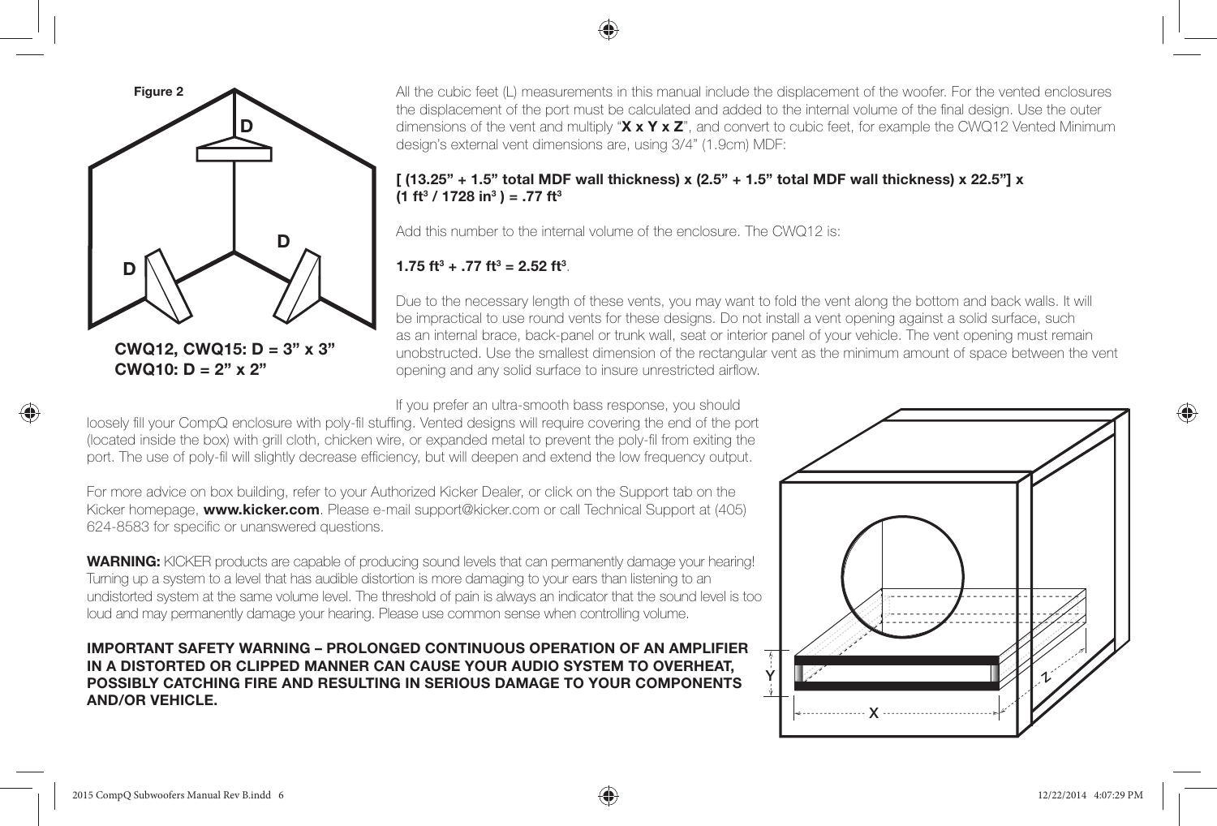**Figure 2**

**CWQ12, CWQ15: D = 3” x 3”**
**CWQ10: D = 2” x 2”**

All the cubic feet (L) measurements in this manual include the displacement of the woofer. For the vented enclosures the displacement of the port must be calculated and added to the internal volume of the final design. Use the outer dimensions of the vent and multiply “**X x Y x Z**”, and convert to cubic feet, for example the CWQ12 Vented Minimum design’s external vent dimensions are, using 3/4” (1.9cm) MDF:

**[ (13.25” + 1.5” total MDF wall thickness) x (2.5” + 1.5” total MDF wall thickness) x 22.5”] x (1 ft$^3$ / 1728 in$^3$ ) = .77 ft$^3$**

Add this number to the internal volume of the enclosure. The CWQ12 is:

**1.75 ft$^3$ + .77 ft$^3$ = 2.52 ft$^3$**.

Due to the necessary length of these vents, you may want to fold the vent along the bottom and back walls. It will be impractical to use round vents for these designs. Do not install a vent opening against a solid surface, such as an internal brace, back-panel or trunk wall, seat or interior panel of your vehicle. The vent opening must remain unobstructed. Use the smallest dimension of the rectangular vent as the minimum amount of space between the vent opening and any solid surface to insure unrestricted airflow.

If you prefer an ultra-smooth bass response, you should loosely fill your CompQ enclosure with poly-fil stuffing. Vented designs will require covering the end of the port (located inside the box) with grill cloth, chicken wire, or expanded metal to prevent the poly-fil from exiting the port. The use of poly-fil will slightly decrease efficiency, but will deepen and extend the low frequency output.

For more advice on box building, refer to your Authorized Kicker Dealer, or click on the Support tab on the Kicker homepage, **www.kicker.com**. Please e-mail support@kicker.com or call Technical Support at (405) 624-8583 for specific or unanswered questions.

**WARNING:** KICKER products are capable of producing sound levels that can permanently damage your hearing! Turning up a system to a level that has audible distortion is more damaging to your ears than listening to an undistorted system at the same volume level. The threshold of pain is always an indicator that the sound level is too loud and may permanently damage your hearing. Please use common sense when controlling volume.

**IMPORTANT SAFETY WARNING – PROLONGED CONTINUOUS OPERATION OF AN AMPLIFIER IN A DISTORTED OR CLIPPED MANNER CAN CAUSE YOUR AUDIO SYSTEM TO OVERHEAT, POSSIBLY CATCHING FIRE AND RESULTING IN SERIOUS DAMAGE TO YOUR COMPONENTS AND/OR VEHICLE.**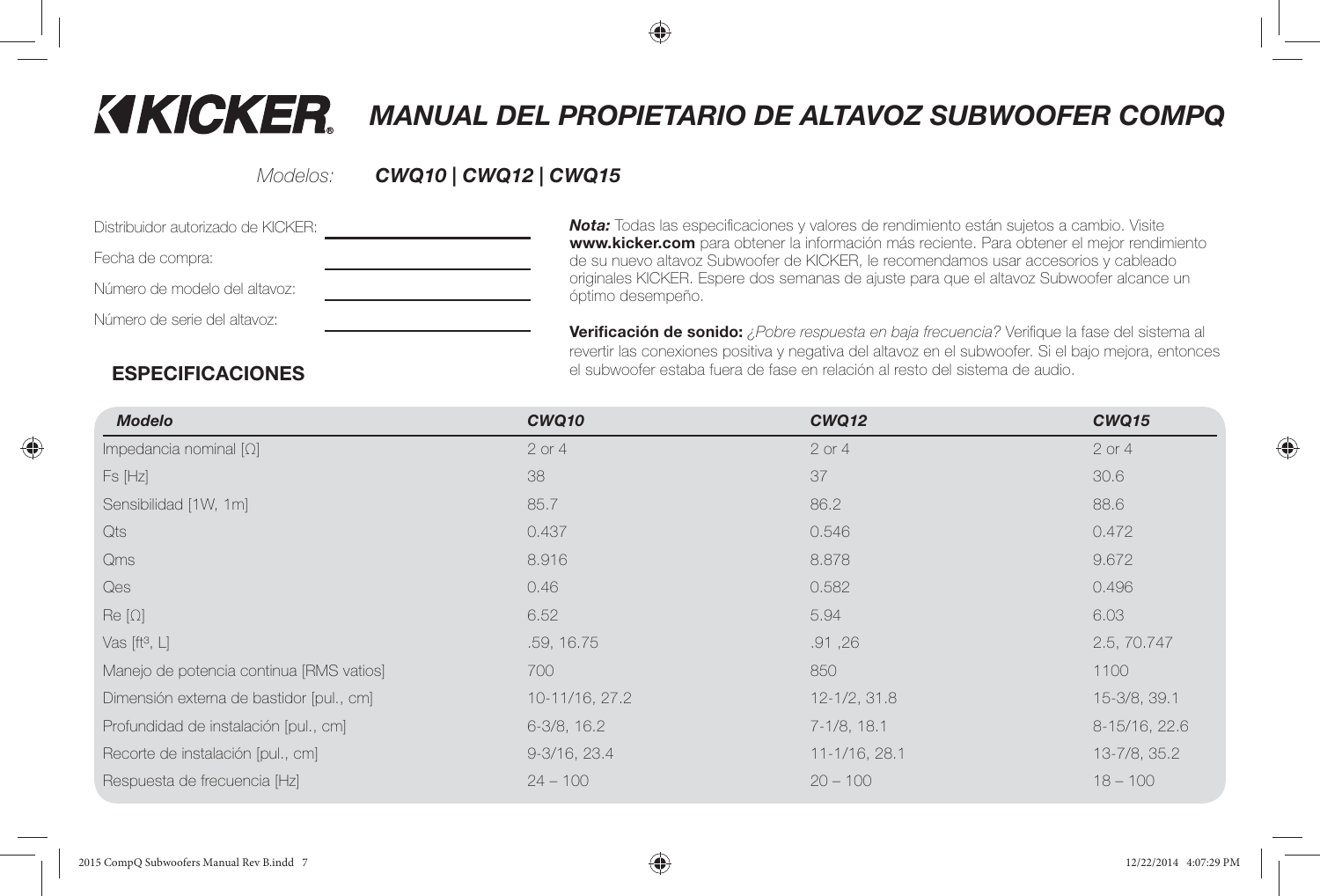# KICKER® MANUAL DEL PROPIETARIO DE ALTAVOZ SUBWOOFER COMPQ

*Modelos:* ***CWQ10 | CWQ12 | CWQ15***

Distribuidor autorizado de KICKER: ______________________

Fecha de compra: ______________________

Número de modelo del altavoz: ______________________

Número de serie del altavoz: ______________________

***Nota:*** Todas las especificaciones y valores de rendimiento están sujetos a cambio. Visite **www.kicker.com** para obtener la información más reciente. Para obtener el mejor rendimiento de su nuevo altavoz Subwoofer de KICKER, le recomendamos usar accesorios y cableado originales KICKER. Espere dos semanas de ajuste para que el altavoz Subwoofer alcance un óptimo desempeño.

**Verificación de sonido:** *¿Pobre respuesta en baja frecuencia?* Verifique la fase del sistema al revertir las conexiones positiva y negativa del altavoz en el subwoofer. Si el bajo mejora, entonces el subwoofer estaba fuera de fase en relación al resto del sistema de audio.

## ESPECIFICACIONES

| ***Modelo*** | ***CWQ10*** | ***CWQ12*** | ***CWQ15*** |
|---|---|---|---|
| Impedancia nominal [Ω] | 2 or 4 | 2 or 4 | 2 or 4 |
| Fs [Hz] | 38 | 37 | 30.6 |
| Sensibilidad [1W, 1m] | 85.7 | 86.2 | 88.6 |
| Qts | 0.437 | 0.546 | 0.472 |
| Qms | 8.916 | 8.878 | 9.672 |
| Qes | 0.46 | 0.582 | 0.496 |
| Re [Ω] | 6.52 | 5.94 | 6.03 |
| Vas [ft³, L] | .59, 16.75 | .91 ,26 | 2.5, 70.747 |
| Manejo de potencia continua [RMS vatios] | 700 | 850 | 1100 |
| Dimensión externa de bastidor [pul., cm] | 10-11/16, 27.2 | 12-1/2, 31.8 | 15-3/8, 39.1 |
| Profundidad de instalación [pul., cm] | 6-3/8, 16.2 | 7-1/8, 18.1 | 8-15/16, 22.6 |
| Recorte de instalación [pul., cm] | 9-3/16, 23.4 | 11-1/16, 28.1 | 13-7/8, 35.2 |
| Respuesta de frecuencia [Hz] | 24 – 100 | 20 – 100 | 18 – 100 |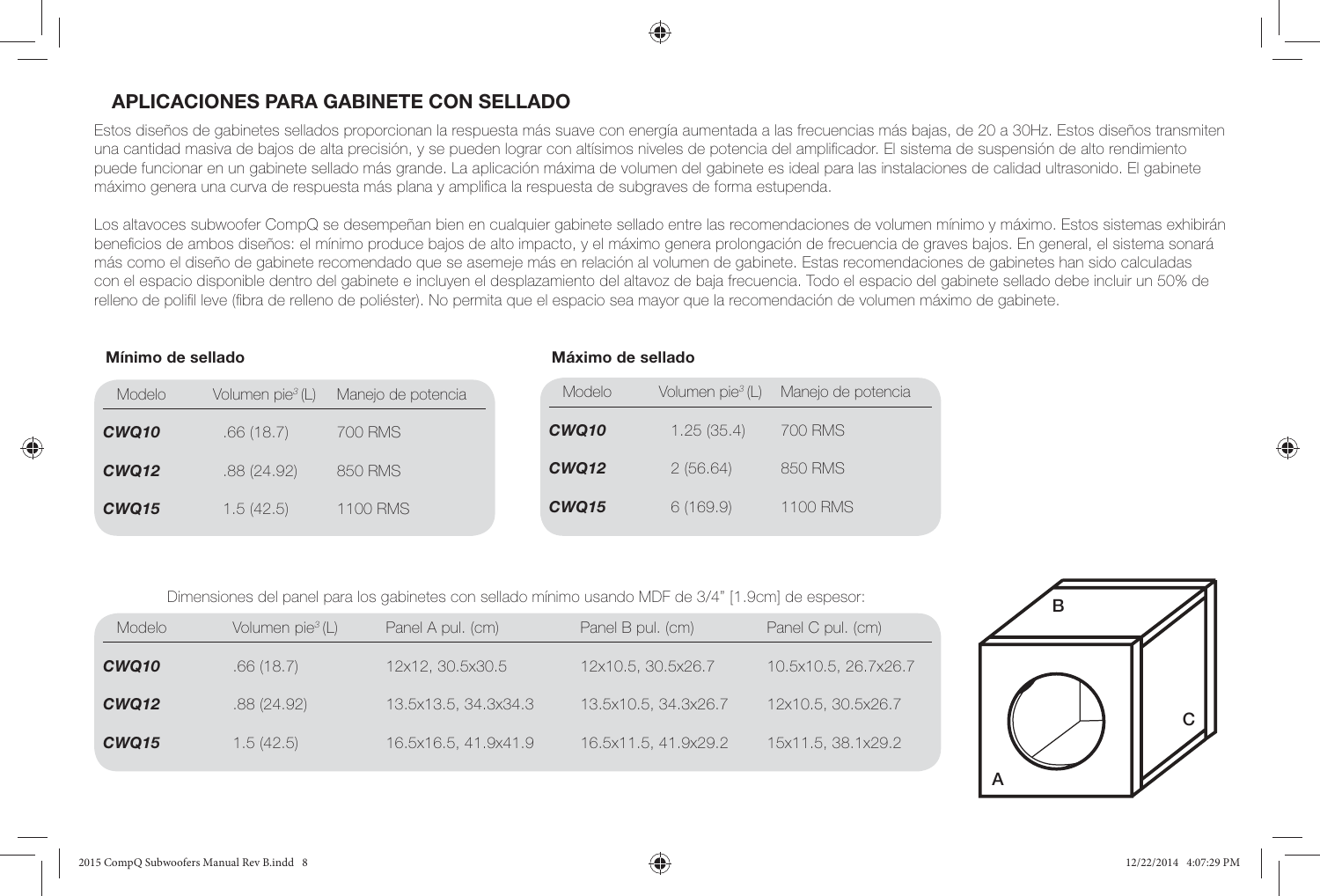## APLICACIONES PARA GABINETE CON SELLADO

Estos diseños de gabinetes sellados proporcionan la respuesta más suave con energía aumentada a las frecuencias más bajas, de 20 a 30Hz. Estos diseños transmiten una cantidad masiva de bajos de alta precisión, y se pueden lograr con altísimos niveles de potencia del amplificador. El sistema de suspensión de alto rendimiento puede funcionar en un gabinete sellado más grande. La aplicación máxima de volumen del gabinete es ideal para las instalaciones de calidad ultrasonido. El gabinete máximo genera una curva de respuesta más plana y amplifica la respuesta de subgraves de forma estupenda.

Los altavoces subwoofer CompQ se desempeñan bien en cualquier gabinete sellado entre las recomendaciones de volumen mínimo y máximo. Estos sistemas exhibirán beneficios de ambos diseños: el mínimo produce bajos de alto impacto, y el máximo genera prolongación de frecuencia de graves bajos. En general, el sistema sonará más como el diseño de gabinete recomendado que se asemeje más en relación al volumen de gabinete. Estas recomendaciones de gabinetes han sido calculadas con el espacio disponible dentro del gabinete e incluyen el desplazamiento del altavoz de baja frecuencia. Todo el espacio del gabinete sellado debe incluir un 50% de relleno de polifil leve (fibra de relleno de poliéster). No permita que el espacio sea mayor que la recomendación de volumen máximo de gabinete.

**Mínimo de sellado**

| Modelo | Volumen pie³ (L) | Manejo de potencia |
|---|---|---|
| ***CWQ10*** | .66 (18.7) | 700 RMS |
| ***CWQ12*** | .88 (24.92) | 850 RMS |
| ***CWQ15*** | 1.5 (42.5) | 1100 RMS |

**Máximo de sellado**

| Modelo | Volumen pie³ (L) | Manejo de potencia |
|---|---|---|
| ***CWQ10*** | 1.25 (35.4) | 700 RMS |
| ***CWQ12*** | 2 (56.64) | 850 RMS |
| ***CWQ15*** | 6 (169.9) | 1100 RMS |

Dimensiones del panel para los gabinetes con sellado mínimo usando MDF de 3/4" [1.9cm] de espesor:

| Modelo | Volumen pie³ (L) | Panel A pul. (cm) | Panel B pul. (cm) | Panel C pul. (cm) |
|---|---|---|---|---|
| ***CWQ10*** | .66 (18.7) | 12x12, 30.5x30.5 | 12x10.5, 30.5x26.7 | 10.5x10.5, 26.7x26.7 |
| ***CWQ12*** | .88 (24.92) | 13.5x13.5, 34.3x34.3 | 13.5x10.5, 34.3x26.7 | 12x10.5, 30.5x26.7 |
| ***CWQ15*** | 1.5 (42.5) | 16.5x16.5, 41.9x41.9 | 16.5x11.5, 41.9x29.2 | 15x11.5, 38.1x29.2 |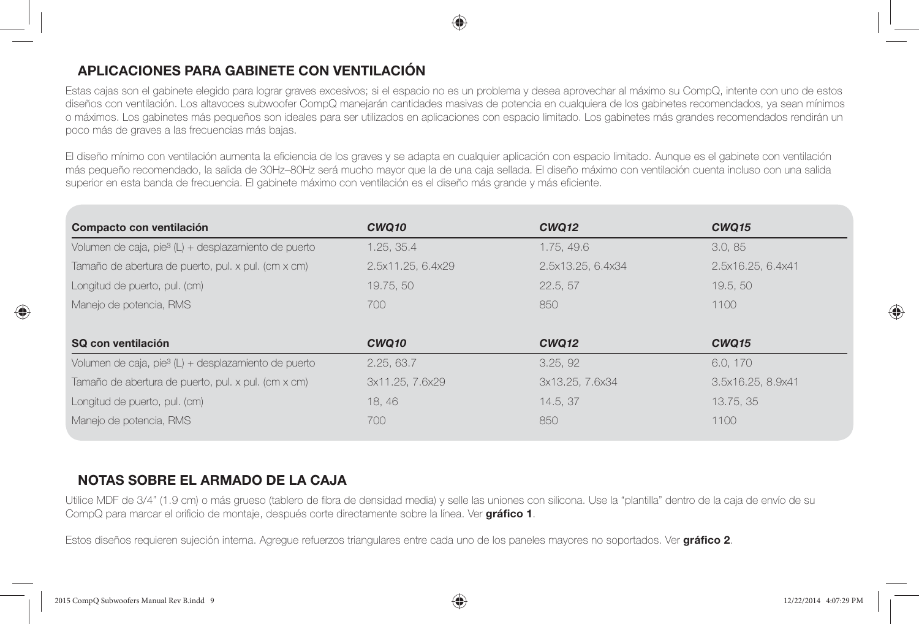## APLICACIONES PARA GABINETE CON VENTILACIÓN

Estas cajas son el gabinete elegido para lograr graves excesivos; si el espacio no es un problema y desea aprovechar al máximo su CompQ, intente con uno de estos diseños con ventilación. Los altavoces subwoofer CompQ manejarán cantidades masivas de potencia en cualquiera de los gabinetes recomendados, ya sean mínimos o máximos. Los gabinetes más pequeños son ideales para ser utilizados en aplicaciones con espacio limitado. Los gabinetes más grandes recomendados rendirán un poco más de graves a las frecuencias más bajas.

El diseño mínimo con ventilación aumenta la eficiencia de los graves y se adapta en cualquier aplicación con espacio limitado. Aunque es el gabinete con ventilación más pequeño recomendado, la salida de 30Hz–80Hz será mucho mayor que la de una caja sellada. El diseño máximo con ventilación cuenta incluso con una salida superior en esta banda de frecuencia. El gabinete máximo con ventilación es el diseño más grande y más eficiente.

| **Compacto con ventilación** | ***CWQ10*** | ***CWQ12*** | ***CWQ15*** |
|---|---|---|---|
| Volumen de caja, pie³ (L) + desplazamiento de puerto | 1.25, 35.4 | 1.75, 49.6 | 3.0, 85 |
| Tamaño de abertura de puerto, pul. x pul. (cm x cm) | 2.5x11.25, 6.4x29 | 2.5x13.25, 6.4x34 | 2.5x16.25, 6.4x41 |
| Longitud de puerto, pul. (cm) | 19.75, 50 | 22.5, 57 | 19.5, 50 |
| Manejo de potencia, RMS | 700 | 850 | 1100 |

| **SQ con ventilación** | ***CWQ10*** | ***CWQ12*** | ***CWQ15*** |
|---|---|---|---|
| Volumen de caja, pie³ (L) + desplazamiento de puerto | 2.25, 63.7 | 3.25, 92 | 6.0, 170 |
| Tamaño de abertura de puerto, pul. x pul. (cm x cm) | 3x11.25, 7.6x29 | 3x13.25, 7.6x34 | 3.5x16.25, 8.9x41 |
| Longitud de puerto, pul. (cm) | 18, 46 | 14.5, 37 | 13.75, 35 |
| Manejo de potencia, RMS | 700 | 850 | 1100 |

## NOTAS SOBRE EL ARMADO DE LA CAJA

Utilice MDF de 3/4" (1.9 cm) o más grueso (tablero de fibra de densidad media) y selle las uniones con silicona. Use la "plantilla" dentro de la caja de envío de su CompQ para marcar el orificio de montaje, después corte directamente sobre la línea. Ver **gráfico 1**.

Estos diseños requieren sujeción interna. Agregue refuerzos triangulares entre cada uno de los paneles mayores no soportados. Ver **gráfico 2**.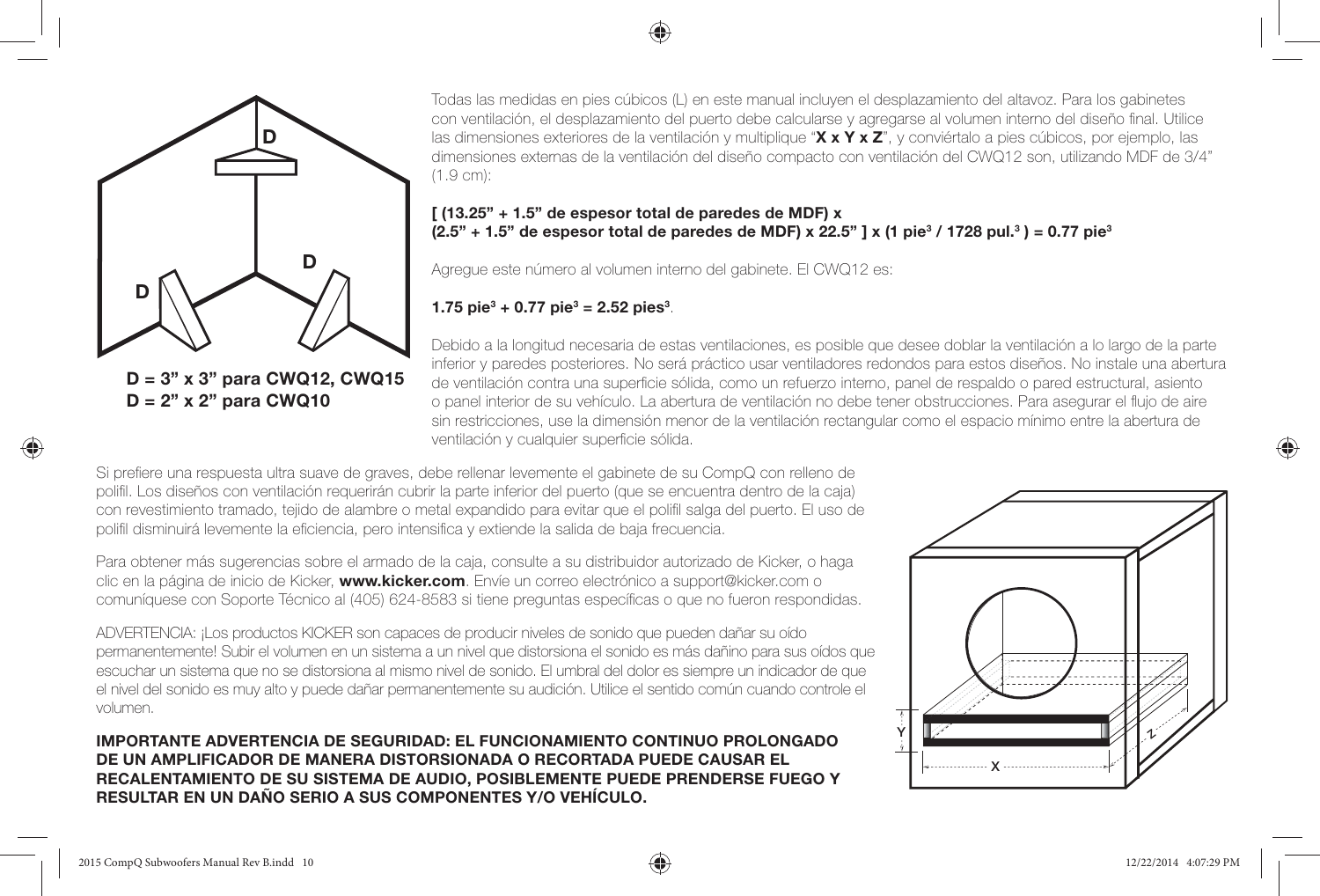D = 3" x 3" para CWQ12, CWQ15
D = 2" x 2" para CWQ10

Todas las medidas en pies cúbicos (L) en este manual incluyen el desplazamiento del altavoz. Para los gabinetes con ventilación, el desplazamiento del puerto debe calcularse y agregarse al volumen interno del diseño final. Utilice las dimensiones exteriores de la ventilación y multiplique "**X x Y x Z**", y conviértalo a pies cúbicos, por ejemplo, las dimensiones externas de la ventilación del diseño compacto con ventilación del CWQ12 son, utilizando MDF de 3/4" (1.9 cm):

**[ (13.25" + 1.5" de espesor total de paredes de MDF) x (2.5" + 1.5" de espesor total de paredes de MDF) x 22.5" ] x (1 pie³ / 1728 pul.³ ) = 0.77 pie³**

Agregue este número al volumen interno del gabinete. El CWQ12 es:

**1.75 pie³ + 0.77 pie³ = 2.52 pies³**.

Debido a la longitud necesaria de estas ventilaciones, es posible que desee doblar la ventilación a lo largo de la parte inferior y paredes posteriores. No será práctico usar ventiladores redondos para estos diseños. No instale una abertura de ventilación contra una superficie sólida, como un refuerzo interno, panel de respaldo o pared estructural, asiento o panel interior de su vehículo. La abertura de ventilación no debe tener obstrucciones. Para asegurar el flujo de aire sin restricciones, use la dimensión menor de la ventilación rectangular como el espacio mínimo entre la abertura de ventilación y cualquier superficie sólida.

Si prefiere una respuesta ultra suave de graves, debe rellenar levemente el gabinete de su CompQ con relleno de polifil. Los diseños con ventilación requerirán cubrir la parte inferior del puerto (que se encuentra dentro de la caja) con revestimiento tramado, tejido de alambre o metal expandido para evitar que el polifil salga del puerto. El uso de polifil disminuirá levemente la eficiencia, pero intensifica y extiende la salida de baja frecuencia.

Para obtener más sugerencias sobre el armado de la caja, consulte a su distribuidor autorizado de Kicker, o haga clic en la página de inicio de Kicker, **www.kicker.com**. Envíe un correo electrónico a support@kicker.com o comuníquese con Soporte Técnico al (405) 624-8583 si tiene preguntas específicas o que no fueron respondidas.

ADVERTENCIA: ¡Los productos KICKER son capaces de producir niveles de sonido que pueden dañar su oído permanentemente! Subir el volumen en un sistema a un nivel que distorsiona el sonido es más dañino para sus oídos que escuchar un sistema que no se distorsiona al mismo nivel de sonido. El umbral del dolor es siempre un indicador de que el nivel del sonido es muy alto y puede dañar permanentemente su audición. Utilice el sentido común cuando controle el volumen.

**IMPORTANTE ADVERTENCIA DE SEGURIDAD: EL FUNCIONAMIENTO CONTINUO PROLONGADO DE UN AMPLIFICADOR DE MANERA DISTORSIONADA O RECORTADA PUEDE CAUSAR EL RECALENTAMIENTO DE SU SISTEMA DE AUDIO, POSIBLEMENTE PUEDE PRENDERSE FUEGO Y RESULTAR EN UN DAÑO SERIO A SUS COMPONENTES Y/O VEHÍCULO.**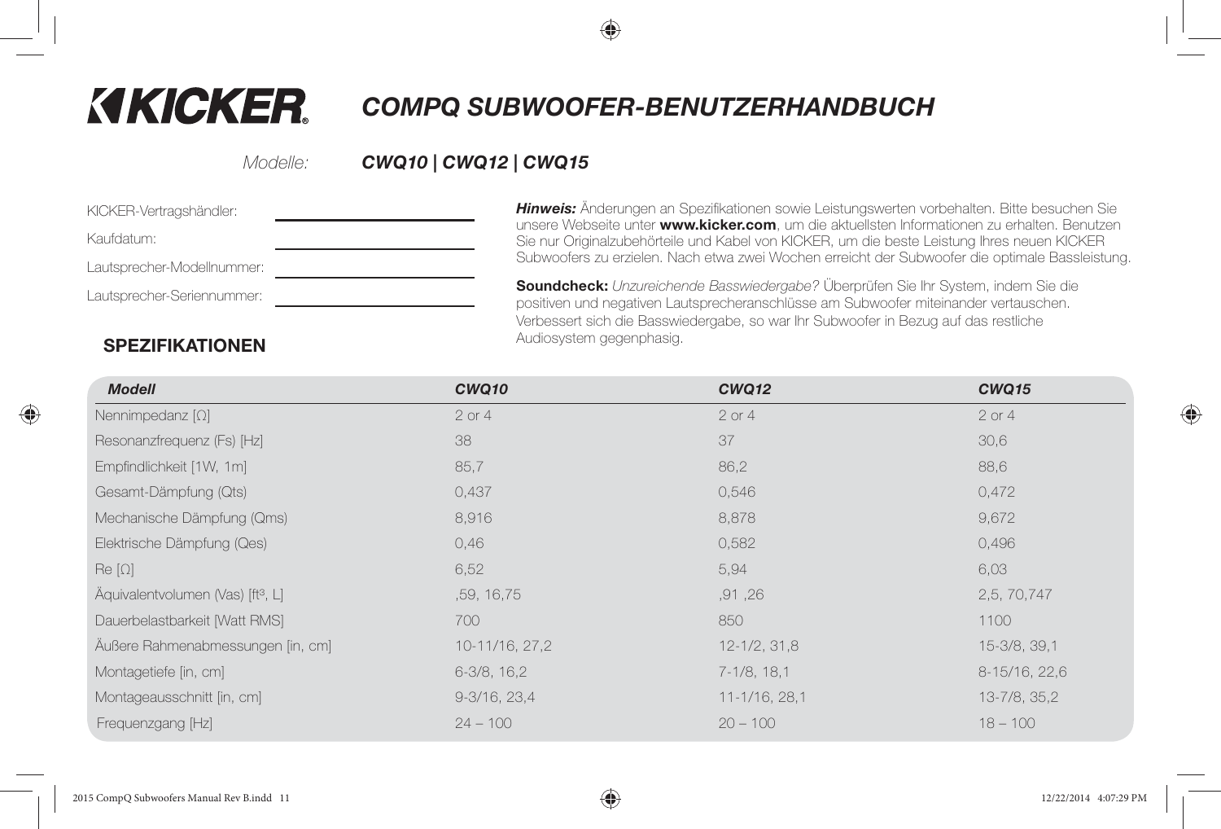# KICKER

# COMPQ SUBWOOFER-BENUTZERHANDBUCH

*Modelle:* ***CWQ10 | CWQ12 | CWQ15***

KICKER-Vertragshändler: \_\_\_\_\_\_\_\_\_\_\_\_\_\_\_\_

Kaufdatum: \_\_\_\_\_\_\_\_\_\_\_\_\_\_\_\_

Lautsprecher-Modellnummer: \_\_\_\_\_\_\_\_\_\_\_\_\_\_\_\_

Lautsprecher-Seriennummer: \_\_\_\_\_\_\_\_\_\_\_\_\_\_\_\_

***Hinweis:*** Änderungen an Spezifikationen sowie Leistungswerten vorbehalten. Bitte besuchen Sie unsere Webseite unter **www.kicker.com**, um die aktuellsten Informationen zu erhalten. Benutzen Sie nur Originalzubehörteile und Kabel von KICKER, um die beste Leistung Ihres neuen KICKER Subwoofers zu erzielen. Nach etwa zwei Wochen erreicht der Subwoofer die optimale Bassleistung.

**Soundcheck:** *Unzureichende Basswiedergabe?* Überprüfen Sie Ihr System, indem Sie die positiven und negativen Lautsprecheranschlüsse am Subwoofer miteinander vertauschen. Verbessert sich die Basswiedergabe, so war Ihr Subwoofer in Bezug auf das restliche Audiosystem gegenphasig.

## SPEZIFIKATIONEN

| Modell | CWQ10 | CWQ12 | CWQ15 |
|---|---|---|---|
| Nennimpedanz [Ω] | 2 or 4 | 2 or 4 | 2 or 4 |
| Resonanzfrequenz (Fs) [Hz] | 38 | 37 | 30,6 |
| Empfindlichkeit [1W, 1m] | 85,7 | 86,2 | 88,6 |
| Gesamt-Dämpfung (Qts) | 0,437 | 0,546 | 0,472 |
| Mechanische Dämpfung (Qms) | 8,916 | 8,878 | 9,672 |
| Elektrische Dämpfung (Qes) | 0,46 | 0,582 | 0,496 |
| Re [Ω] | 6,52 | 5,94 | 6,03 |
| Äquivalentvolumen (Vas) [ft³, L] | ,59, 16,75 | ,91 ,26 | 2,5, 70,747 |
| Dauerbelastbarkeit [Watt RMS] | 700 | 850 | 1100 |
| Äußere Rahmenabmessungen [in, cm] | 10-11/16, 27,2 | 12-1/2, 31,8 | 15-3/8, 39,1 |
| Montagetiefe [in, cm] | 6-3/8, 16,2 | 7-1/8, 18,1 | 8-15/16, 22,6 |
| Montageausschnitt [in, cm] | 9-3/16, 23,4 | 11-1/16, 28,1 | 13-7/8, 35,2 |
| Frequenzgang [Hz] | 24 – 100 | 20 – 100 | 18 – 100 |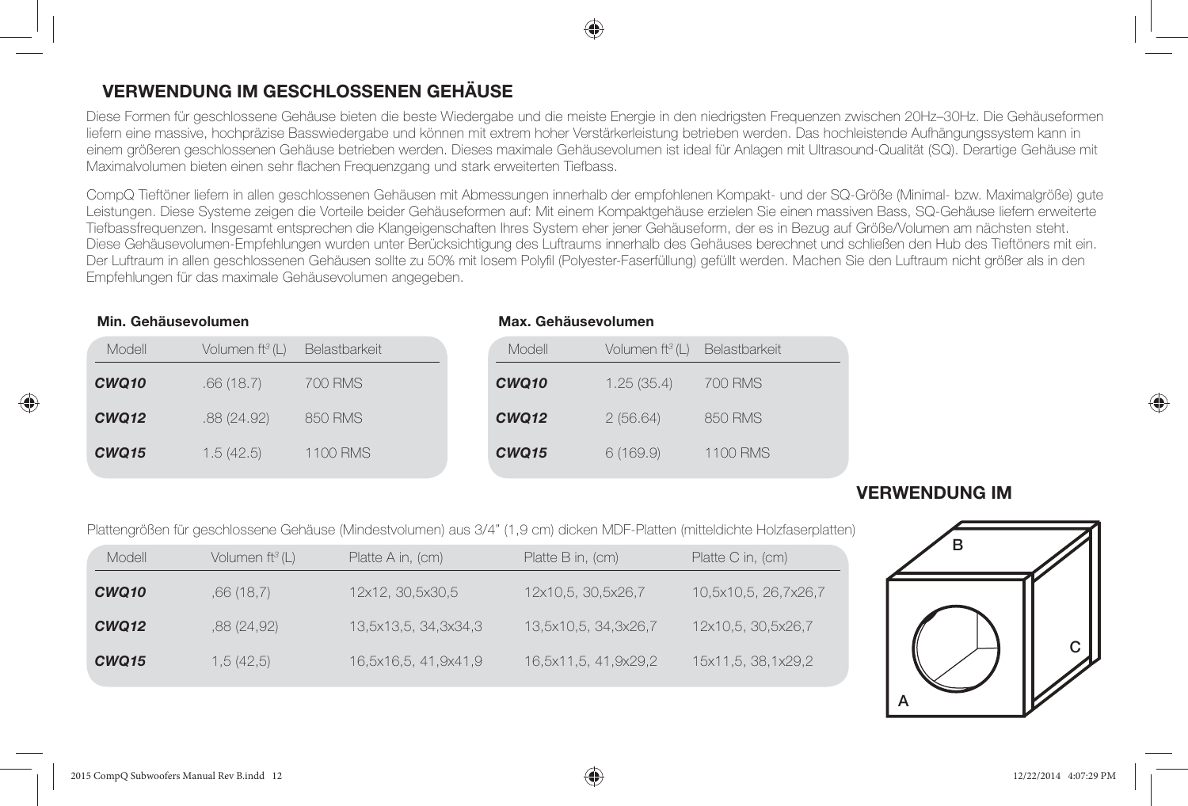## VERWENDUNG IM GESCHLOSSENEN GEHÄUSE

Diese Formen für geschlossene Gehäuse bieten die beste Wiedergabe und die meiste Energie in den niedrigsten Frequenzen zwischen 20Hz–30Hz. Die Gehäuseformen liefern eine massive, hochpräzise Basswiedergabe und können mit extrem hoher Verstärkerleistung betrieben werden. Das hochleistende Aufhängungssystem kann in einem größeren geschlossenen Gehäuse betrieben werden. Dieses maximale Gehäusevolumen ist ideal für Anlagen mit Ultrasound-Qualität (SQ). Derartige Gehäuse mit Maximalvolumen bieten einen sehr flachen Frequenzgang und stark erweiterten Tiefbass.

CompQ Tieftöner liefern in allen geschlossenen Gehäusen mit Abmessungen innerhalb der empfohlenen Kompakt- und der SQ-Größe (Minimal- bzw. Maximalgröße) gute Leistungen. Diese Systeme zeigen die Vorteile beider Gehäuseformen auf: Mit einem Kompaktgehäuse erzielen Sie einen massiven Bass, SQ-Gehäuse liefern erweiterte Tiefbassfrequenzen. Insgesamt entsprechen die Klangeigenschaften Ihres System eher jener Gehäuseform, der es in Bezug auf Größe/Volumen am nächsten steht. Diese Gehäusevolumen-Empfehlungen wurden unter Berücksichtigung des Luftraums innerhalb des Gehäuses berechnet und schließen den Hub des Tieftöners mit ein. Der Luftraum in allen geschlossenen Gehäusen sollte zu 50% mit losem Polyfil (Polyester-Faserfüllung) gefüllt werden. Machen Sie den Luftraum nicht größer als in den Empfehlungen für das maximale Gehäusevolumen angegeben.

**Min. Gehäusevolumen**

| Modell | Volumen ft³ (L) | Belastbarkeit |
|---|---|---|
| ***CWQ10*** | .66 (18.7) | 700 RMS |
| ***CWQ12*** | .88 (24.92) | 850 RMS |
| ***CWQ15*** | 1.5 (42.5) | 1100 RMS |

**Max. Gehäusevolumen**

| Modell | Volumen ft³ (L) | Belastbarkeit |
|---|---|---|
| ***CWQ10*** | 1.25 (35.4) | 700 RMS |
| ***CWQ12*** | 2 (56.64) | 850 RMS |
| ***CWQ15*** | 6 (169.9) | 1100 RMS |

## VERWENDUNG IM

Plattengrößen für geschlossene Gehäuse (Mindestvolumen) aus 3/4" (1,9 cm) dicken MDF-Platten (mitteldichte Holzfaserplatten)

| Modell | Volumen ft³ (L) | Platte A in, (cm) | Platte B in, (cm) | Platte C in, (cm) |
|---|---|---|---|---|
| ***CWQ10*** | ,66 (18,7) | 12x12, 30,5x30,5 | 12x10,5, 30,5x26,7 | 10,5x10,5, 26,7x26,7 |
| ***CWQ12*** | ,88 (24,92) | 13,5x13,5, 34,3x34,3 | 13,5x10,5, 34,3x26,7 | 12x10,5, 30,5x26,7 |
| ***CWQ15*** | 1,5 (42,5) | 16,5x16,5, 41,9x41,9 | 16,5x11,5, 41,9x29,2 | 15x11,5, 38,1x29,2 |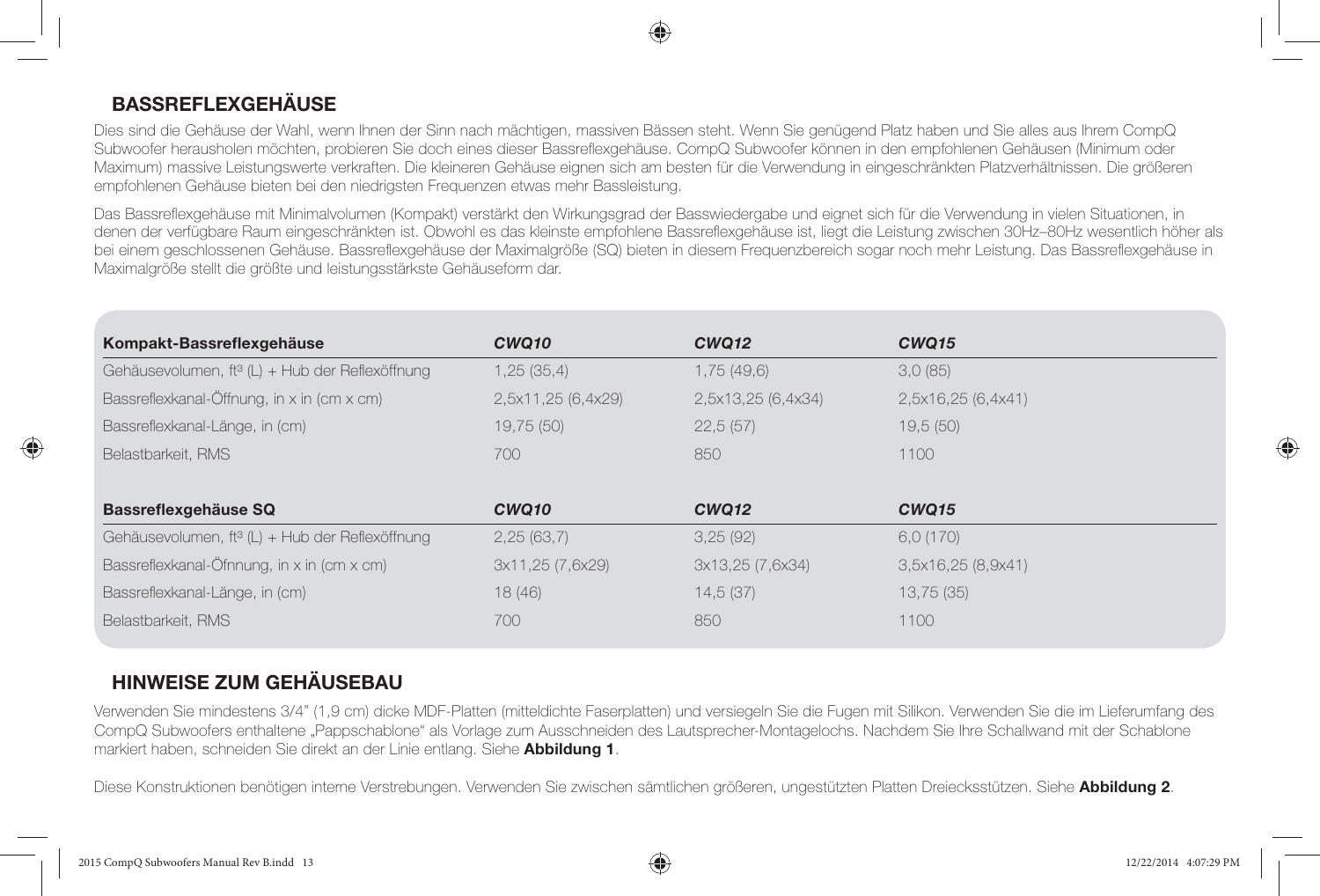## BASSREFLEXGEHÄUSE

Dies sind die Gehäuse der Wahl, wenn Ihnen der Sinn nach mächtigen, massiven Bässen steht. Wenn Sie genügend Platz haben und Sie alles aus Ihrem CompQ Subwoofer herausholen möchten, probieren Sie doch eines dieser Bassreflexgehäuse. CompQ Subwoofer können in den empfohlenen Gehäusen (Minimum oder Maximum) massive Leistungswerte verkraften. Die kleineren Gehäuse eignen sich am besten für die Verwendung in eingeschränkten Platzverhältnissen. Die größeren empfohlenen Gehäuse bieten bei den niedrigsten Frequenzen etwas mehr Bassleistung.

Das Bassreflexgehäuse mit Minimalvolumen (Kompakt) verstärkt den Wirkungsgrad der Basswiedergabe und eignet sich für die Verwendung in vielen Situationen, in denen der verfügbare Raum eingeschränkten ist. Obwohl es das kleinste empfohlene Bassreflexgehäuse ist, liegt die Leistung zwischen 30Hz–80Hz wesentlich höher als bei einem geschlossenen Gehäuse. Bassreflexgehäuse der Maximalgröße (SQ) bieten in diesem Frequenzbereich sogar noch mehr Leistung. Das Bassreflexgehäuse in Maximalgröße stellt die größte und leistungsstärkste Gehäuseform dar.

| **Kompakt-Bassreflexgehäuse** | ***CWQ10*** | ***CWQ12*** | ***CWQ15*** |
|---|---|---|---|
| Gehäusevolumen, $ft^3$ (L) + Hub der Reflexöffnung | 1,25 (35,4) | 1,75 (49,6) | 3,0 (85) |
| Bassreflexkanal-Öffnung, in x in (cm x cm) | 2,5x11,25 (6,4x29) | 2,5x13,25 (6,4x34) | 2,5x16,25 (6,4x41) |
| Bassreflexkanal-Länge, in (cm) | 19,75 (50) | 22,5 (57) | 19,5 (50) |
| Belastbarkeit, RMS | 700 | 850 | 1100 |

| **Bassreflexgehäuse SQ** | ***CWQ10*** | ***CWQ12*** | ***CWQ15*** |
|---|---|---|---|
| Gehäusevolumen, $ft^3$ (L) + Hub der Reflexöffnung | 2,25 (63,7) | 3,25 (92) | 6,0 (170) |
| Bassreflexkanal-Öfnnung, in x in (cm x cm) | 3x11,25 (7,6x29) | 3x13,25 (7,6x34) | 3,5x16,25 (8,9x41) |
| Bassreflexkanal-Länge, in (cm) | 18 (46) | 14,5 (37) | 13,75 (35) |
| Belastbarkeit, RMS | 700 | 850 | 1100 |

## HINWEISE ZUM GEHÄUSEBAU

Verwenden Sie mindestens 3/4" (1,9 cm) dicke MDF-Platten (mitteldichte Faserplatten) und versiegeln Sie die Fugen mit Silikon. Verwenden Sie die im Lieferumfang des CompQ Subwoofers enthaltene „Pappschablone" als Vorlage zum Ausschneiden des Lautsprecher-Montagelochs. Nachdem Sie Ihre Schallwand mit der Schablone markiert haben, schneiden Sie direkt an der Linie entlang. Siehe **Abbildung 1**.

Diese Konstruktionen benötigen interne Verstrebungen. Verwenden Sie zwischen sämtlichen größeren, ungestützten Platten Dreiecksstützen. Siehe **Abbildung 2**.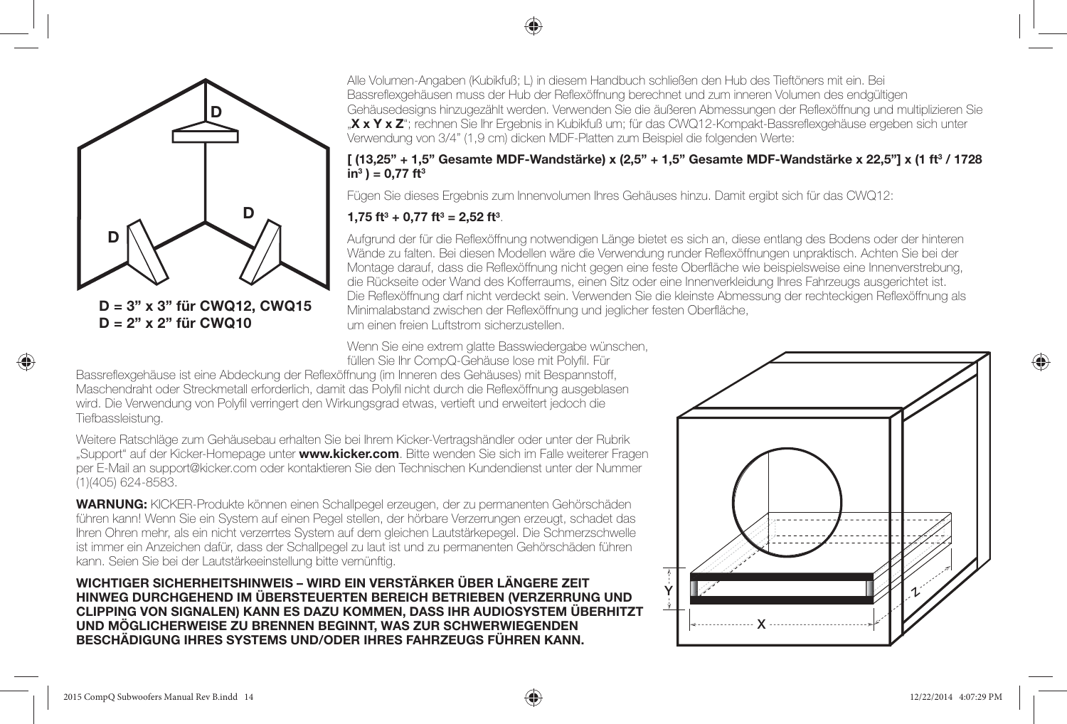D = 3” x 3” für CWQ12, CWQ15
D = 2” x 2” für CWQ10

Alle Volumen-Angaben (Kubikfuß; L) in diesem Handbuch schließen den Hub des Tieftöners mit ein. Bei Bassreflexgehäusen muss der Hub der Reflexöffnung berechnet und zum inneren Volumen des endgültigen Gehäusedesigns hinzugezählt werden. Verwenden Sie die äußeren Abmessungen der Reflexöffnung und multiplizieren Sie „**X x Y x Z**“; rechnen Sie Ihr Ergebnis in Kubikfuß um; für das CWQ12-Kompakt-Bassreflexgehäuse ergeben sich unter Verwendung von 3/4” (1,9 cm) dicken MDF-Platten zum Beispiel die folgenden Werte:

**[ (13,25” + 1,5” Gesamte MDF-Wandstärke) x (2,5” + 1,5” Gesamte MDF-Wandstärke x 22,5”] x (1 ft³ / 1728 in³ ) = 0,77 ft³**

Fügen Sie dieses Ergebnis zum Innenvolumen Ihres Gehäuses hinzu. Damit ergibt sich für das CWQ12:

**1,75 ft³ + 0,77 ft³ = 2,52 ft³**.

Aufgrund der für die Reflexöffnung notwendigen Länge bietet es sich an, diese entlang des Bodens oder der hinteren Wände zu falten. Bei diesen Modellen wäre die Verwendung runder Reflexöffnungen unpraktisch. Achten Sie bei der Montage darauf, dass die Reflexöffnung nicht gegen eine feste Oberfläche wie beispielsweise eine Innenverstrebung, die Rückseite oder Wand des Kofferraums, einen Sitz oder eine Innenverkleidung Ihres Fahrzeugs ausgerichtet ist. Die Reflexöffnung darf nicht verdeckt sein. Verwenden Sie die kleinste Abmessung der rechteckigen Reflexöffnung als Minimalabstand zwischen der Reflexöffnung und jeglicher festen Oberfläche, um einen freien Luftstrom sicherzustellen.

Wenn Sie eine extrem glatte Basswiedergabe wünschen, füllen Sie Ihr CompQ-Gehäuse lose mit Polyfil. Für Bassreflexgehäuse ist eine Abdeckung der Reflexöffnung (im Inneren des Gehäuses) mit Bespannstoff, Maschendraht oder Streckmetall erforderlich, damit das Polyfil nicht durch die Reflexöffnung ausgeblasen wird. Die Verwendung von Polyfil verringert den Wirkungsgrad etwas, vertieft und erweitert jedoch die Tiefbassleistung.

Weitere Ratschläge zum Gehäusebau erhalten Sie bei Ihrem Kicker-Vertragshändler oder unter der Rubrik „Support“ auf der Kicker-Homepage unter **www.kicker.com**. Bitte wenden Sie sich im Falle weiterer Fragen per E-Mail an support@kicker.com oder kontaktieren Sie den Technischen Kundendienst unter der Nummer (1)(405) 624-8583.

**WARNUNG:** KICKER-Produkte können einen Schallpegel erzeugen, der zu permanenten Gehörschäden führen kann! Wenn Sie ein System auf einen Pegel stellen, der hörbare Verzerrungen erzeugt, schadet das Ihren Ohren mehr, als ein nicht verzerrtes System auf dem gleichen Lautstärkepegel. Die Schmerzschwelle ist immer ein Anzeichen dafür, dass der Schallpegel zu laut ist und zu permanenten Gehörschäden führen kann. Seien Sie bei der Lautstärkeeinstellung bitte vernünftig.

**WICHTIGER SICHERHEITSHINWEIS – WIRD EIN VERSTÄRKER ÜBER LÄNGERE ZEIT HINWEG DURCHGEHEND IM ÜBERSTEUERTEN BEREICH BETRIEBEN (VERZERRUNG UND CLIPPING VON SIGNALEN) KANN ES DAZU KOMMEN, DASS IHR AUDIOSYSTEM ÜBERHITZT UND MÖGLICHERWEISE ZU BRENNEN BEGINNT, WAS ZUR SCHWERWIEGENDEN BESCHÄDIGUNG IHRES SYSTEMS UND/ODER IHRES FAHRZEUGS FÜHREN KANN.**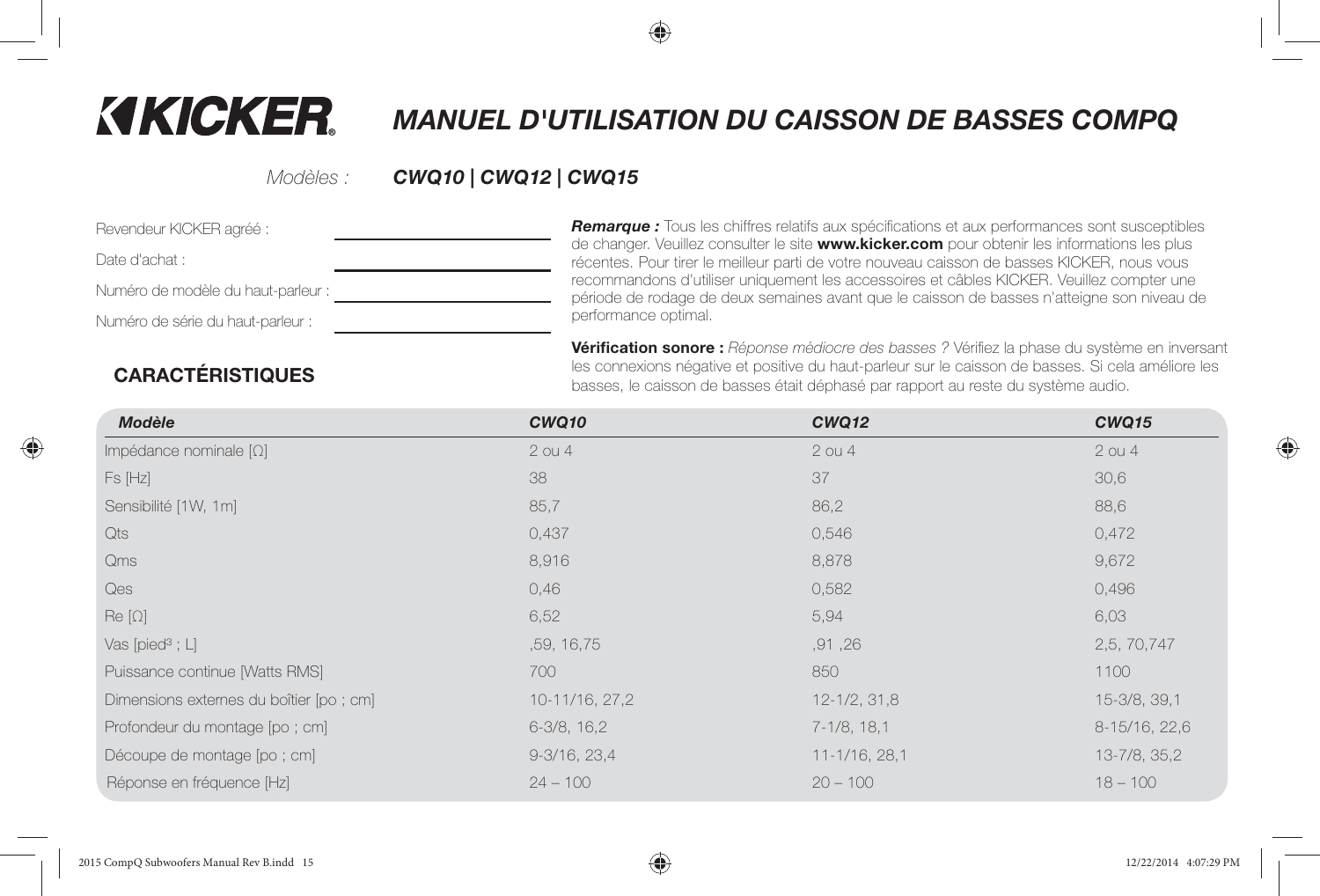# KICKER

# MANUEL D'UTILISATION DU CAISSON DE BASSES COMPQ

*Modèles :* ***CWQ10 | CWQ12 | CWQ15***

Revendeur KICKER agréé : ______________________

Date d'achat : ______________________

Numéro de modèle du haut-parleur : ______________________

Numéro de série du haut-parleur : ______________________

***Remarque :*** Tous les chiffres relatifs aux spécifications et aux performances sont susceptibles de changer. Veuillez consulter le site **www.kicker.com** pour obtenir les informations les plus récentes. Pour tirer le meilleur parti de votre nouveau caisson de basses KICKER, nous vous recommandons d'utiliser uniquement les accessoires et câbles KICKER. Veuillez compter une période de rodage de deux semaines avant que le caisson de basses n'atteigne son niveau de performance optimal.

**Vérification sonore :** *Réponse médiocre des basses ?* Vérifiez la phase du système en inversant les connexions négative et positive du haut-parleur sur le caisson de basses. Si cela améliore les basses, le caisson de basses était déphasé par rapport au reste du système audio.

## CARACTÉRISTIQUES

| *Modèle* | *CWQ10* | *CWQ12* | *CWQ15* |
|---|---|---|---|
| Impédance nominale [Ω] | 2 ou 4 | 2 ou 4 | 2 ou 4 |
| Fs [Hz] | 38 | 37 | 30,6 |
| Sensibilité [1W, 1m] | 85,7 | 86,2 | 88,6 |
| Qts | 0,437 | 0,546 | 0,472 |
| Qms | 8,916 | 8,878 | 9,672 |
| Qes | 0,46 | 0,582 | 0,496 |
| Re [Ω] | 6,52 | 5,94 | 6,03 |
| Vas [pied³ ; L] | ,59, 16,75 | ,91 ,26 | 2,5, 70,747 |
| Puissance continue [Watts RMS] | 700 | 850 | 1100 |
| Dimensions externes du boîtier [po ; cm] | 10-11/16, 27,2 | 12-1/2, 31,8 | 15-3/8, 39,1 |
| Profondeur du montage [po ; cm] | 6-3/8, 16,2 | 7-1/8, 18,1 | 8-15/16, 22,6 |
| Découpe de montage [po ; cm] | 9-3/16, 23,4 | 11-1/16, 28,1 | 13-7/8, 35,2 |
| Réponse en fréquence [Hz] | 24 – 100 | 20 – 100 | 18 – 100 |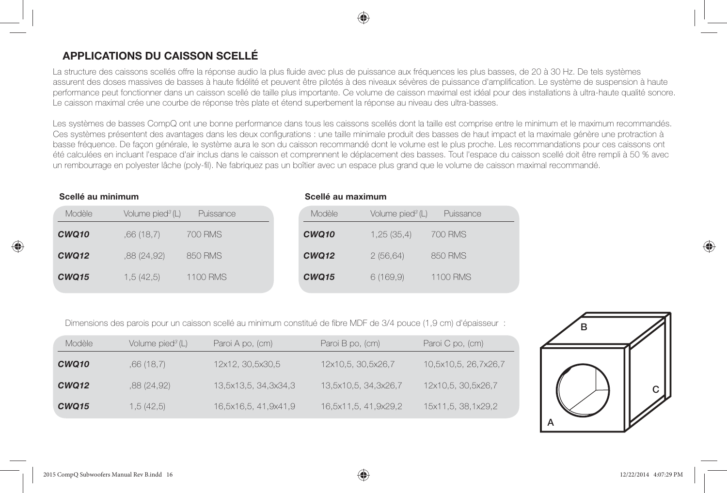## APPLICATIONS DU CAISSON SCELLÉ

La structure des caissons scellés offre la réponse audio la plus fluide avec plus de puissance aux fréquences les plus basses, de 20 à 30 Hz. De tels systèmes assurent des doses massives de basses à haute fidélité et peuvent être pilotés à des niveaux sévères de puissance d'amplification. Le système de suspension à haute performance peut fonctionner dans un caisson scellé de taille plus importante. Ce volume de caisson maximal est idéal pour des installations à ultra-haute qualité sonore. Le caisson maximal crée une courbe de réponse très plate et étend superbement la réponse au niveau des ultra-basses.

Les systèmes de basses CompQ ont une bonne performance dans tous les caissons scellés dont la taille est comprise entre le minimum et le maximum recommandés. Ces systèmes présentent des avantages dans les deux configurations : une taille minimale produit des basses de haut impact et la maximale génère une protraction à basse fréquence. De façon générale, le système aura le son du caisson recommandé dont le volume est le plus proche. Les recommandations pour ces caissons ont été calculées en incluant l'espace d'air inclus dans le caisson et comprennent le déplacement des basses. Tout l'espace du caisson scellé doit être rempli à 50 % avec un rembourrage en polyester lâche (poly-fil). Ne fabriquez pas un boîtier avec un espace plus grand que le volume de caisson maximal recommandé.

**Scellé au minimum**

| Modèle | Volume pied$^3$ (L) | Puissance |
|---|---|---|
| ***CWQ10*** | ,66 (18,7) | 700 RMS |
| ***CWQ12*** | ,88 (24,92) | 850 RMS |
| ***CWQ15*** | 1,5 (42,5) | 1100 RMS |

**Scellé au maximum**

| Modèle | Volume pied$^3$ (L) | Puissance |
|---|---|---|
| ***CWQ10*** | 1,25 (35,4) | 700 RMS |
| ***CWQ12*** | 2 (56,64) | 850 RMS |
| ***CWQ15*** | 6 (169,9) | 1100 RMS |

Dimensions des parois pour un caisson scellé au minimum constitué de fibre MDF de 3/4 pouce (1,9 cm) d'épaisseur :

| Modèle | Volume pied$^3$ (L) | Paroi A po, (cm) | Paroi B po, (cm) | Paroi C po, (cm) |
|---|---|---|---|---|
| ***CWQ10*** | ,66 (18,7) | 12x12, 30,5x30,5 | 12x10,5, 30,5x26,7 | 10,5x10,5, 26,7x26,7 |
| ***CWQ12*** | ,88 (24,92) | 13,5x13,5, 34,3x34,3 | 13,5x10,5, 34,3x26,7 | 12x10,5, 30,5x26,7 |
| ***CWQ15*** | 1,5 (42,5) | 16,5x16,5, 41,9x41,9 | 16,5x11,5, 41,9x29,2 | 15x11,5, 38,1x29,2 |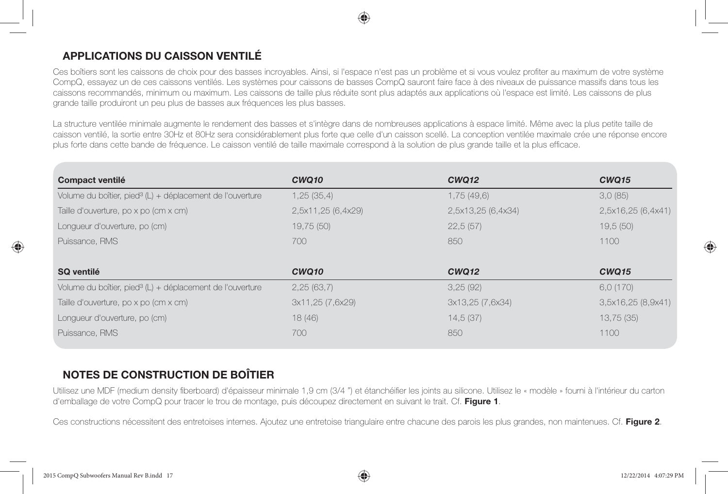## APPLICATIONS DU CAISSON VENTILÉ

Ces boîtiers sont les caissons de choix pour des basses incroyables. Ainsi, si l'espace n'est pas un problème et si vous voulez profiter au maximum de votre système CompQ, essayez un de ces caissons ventilés. Les systèmes pour caissons de basses CompQ sauront faire face à des niveaux de puissance massifs dans tous les caissons recommandés, minimum ou maximum. Les caissons de taille plus réduite sont plus adaptés aux applications où l'espace est limité. Les caissons de plus grande taille produiront un peu plus de basses aux fréquences les plus basses.

La structure ventilée minimale augmente le rendement des basses et s'intègre dans de nombreuses applications à espace limité. Même avec la plus petite taille de caisson ventilé, la sortie entre 30Hz et 80Hz sera considérablement plus forte que celle d'un caisson scellé. La conception ventilée maximale crée une réponse encore plus forte dans cette bande de fréquence. Le caisson ventilé de taille maximale correspond à la solution de plus grande taille et la plus efficace.

| **Compact ventilé** | ***CWQ10*** | ***CWQ12*** | ***CWQ15*** |
|---|---|---|---|
| Volume du boîtier, pied³ (L) + déplacement de l'ouverture | 1,25 (35,4) | 1,75 (49,6) | 3,0 (85) |
| Taille d'ouverture, po x po (cm x cm) | 2,5x11,25 (6,4x29) | 2,5x13,25 (6,4x34) | 2,5x16,25 (6,4x41) |
| Longueur d'ouverture, po (cm) | 19,75 (50) | 22,5 (57) | 19,5 (50) |
| Puissance, RMS | 700 | 850 | 1100 |
| **SQ ventilé** | ***CWQ10*** | ***CWQ12*** | ***CWQ15*** |
| Volume du boîtier, pied³ (L) + déplacement de l'ouverture | 2,25 (63,7) | 3,25 (92) | 6,0 (170) |
| Taille d'ouverture, po x po (cm x cm) | 3x11,25 (7,6x29) | 3x13,25 (7,6x34) | 3,5x16,25 (8,9x41) |
| Longueur d'ouverture, po (cm) | 18 (46) | 14,5 (37) | 13,75 (35) |
| Puissance, RMS | 700 | 850 | 1100 |

## NOTES DE CONSTRUCTION DE BOÎTIER

Utilisez une MDF (medium density fiberboard) d'épaisseur minimale 1,9 cm (3/4 ") et étanchéifier les joints au silicone. Utilisez le « modèle » fourni à l'intérieur du carton d'emballage de votre CompQ pour tracer le trou de montage, puis découpez directement en suivant le trait. Cf. **Figure 1**.

Ces constructions nécessitent des entretoises internes. Ajoutez une entretoise triangulaire entre chacune des parois les plus grandes, non maintenues. Cf. **Figure 2**.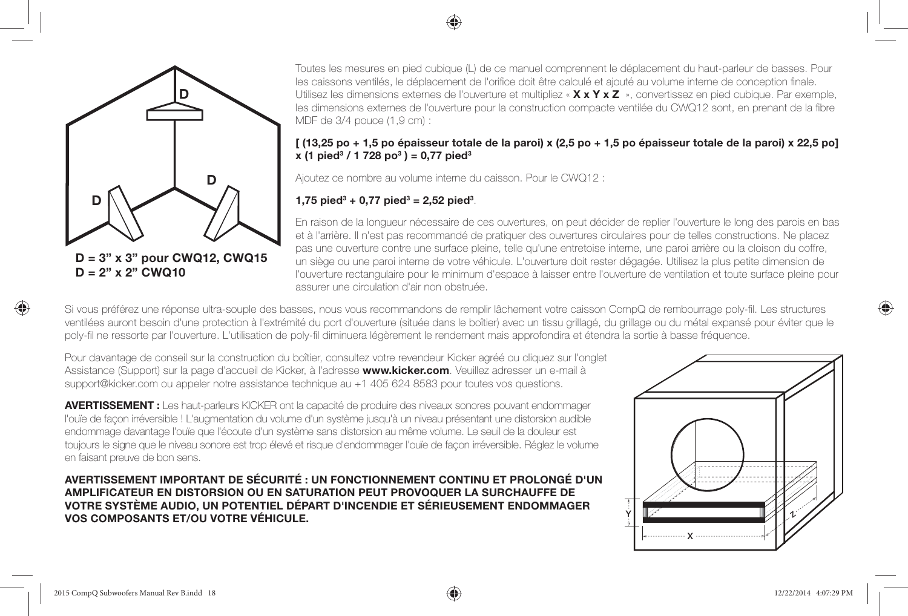D

D

D

**D = 3" x 3" pour CWQ12, CWQ15**
**D = 2" x 2" CWQ10**

Toutes les mesures en pied cubique (L) de ce manuel comprennent le déplacement du haut-parleur de basses. Pour les caissons ventilés, le déplacement de l'orifice doit être calculé et ajouté au volume interne de conception finale. Utilisez les dimensions externes de l'ouverture et multipliez « **X x Y x Z** », convertissez en pied cubique. Par exemple, les dimensions externes de l'ouverture pour la construction compacte ventilée du CWQ12 sont, en prenant de la fibre MDF de 3/4 pouce (1,9 cm) :

**[ (13,25 po + 1,5 po épaisseur totale de la paroi) x (2,5 po + 1,5 po épaisseur totale de la paroi) x 22,5 po] x (1 pied$^3$ / 1 728 po$^3$ ) = 0,77 pied$^3$**

Ajoutez ce nombre au volume interne du caisson. Pour le CWQ12 :

**1,75 pied$^3$ + 0,77 pied$^3$ = 2,52 pied$^3$**.

En raison de la longueur nécessaire de ces ouvertures, on peut décider de replier l'ouverture le long des parois en bas et à l'arrière. Il n'est pas recommandé de pratiquer des ouvertures circulaires pour de telles constructions. Ne placez pas une ouverture contre une surface pleine, telle qu'une entretoise interne, une paroi arrière ou la cloison du coffre, un siège ou une paroi interne de votre véhicule. L'ouverture doit rester dégagée. Utilisez la plus petite dimension de l'ouverture rectangulaire pour le minimum d'espace à laisser entre l'ouverture de ventilation et toute surface pleine pour assurer une circulation d'air non obstruée.

Si vous préférez une réponse ultra-souple des basses, nous vous recommandons de remplir lâchement votre caisson CompQ de rembourrage poly-fil. Les structures ventilées auront besoin d'une protection à l'extrémité du port d'ouverture (située dans le boîtier) avec un tissu grillagé, du grillage ou du métal expansé pour éviter que le poly-fil ne ressorte par l'ouverture. L'utilisation de poly-fil diminuera légèrement le rendement mais approfondira et étendra la sortie à basse fréquence.

Pour davantage de conseil sur la construction du boîtier, consultez votre revendeur Kicker agréé ou cliquez sur l'onglet Assistance (Support) sur la page d'accueil de Kicker, à l'adresse **www.kicker.com**. Veuillez adresser un e-mail à support@kicker.com ou appeler notre assistance technique au +1 405 624 8583 pour toutes vos questions.

**AVERTISSEMENT :** Les haut-parleurs KICKER ont la capacité de produire des niveaux sonores pouvant endommager l'ouïe de façon irréversible ! L'augmentation du volume d'un système jusqu'à un niveau présentant une distorsion audible endommage davantage l'ouïe que l'écoute d'un système sans distorsion au même volume. Le seuil de la douleur est toujours le signe que le niveau sonore est trop élevé et risque d'endommager l'ouïe de façon irréversible. Réglez le volume en faisant preuve de bon sens.

**AVERTISSEMENT IMPORTANT DE SÉCURITÉ : UN FONCTIONNEMENT CONTINU ET PROLONGÉ D'UN AMPLIFICATEUR EN DISTORSION OU EN SATURATION PEUT PROVOQUER LA SURCHAUFFE DE VOTRE SYSTÈME AUDIO, UN POTENTIEL DÉPART D'INCENDIE ET SÉRIEUSEMENT ENDOMMAGER VOS COMPOSANTS ET/OU VOTRE VÉHICULE.**

Y

Z

X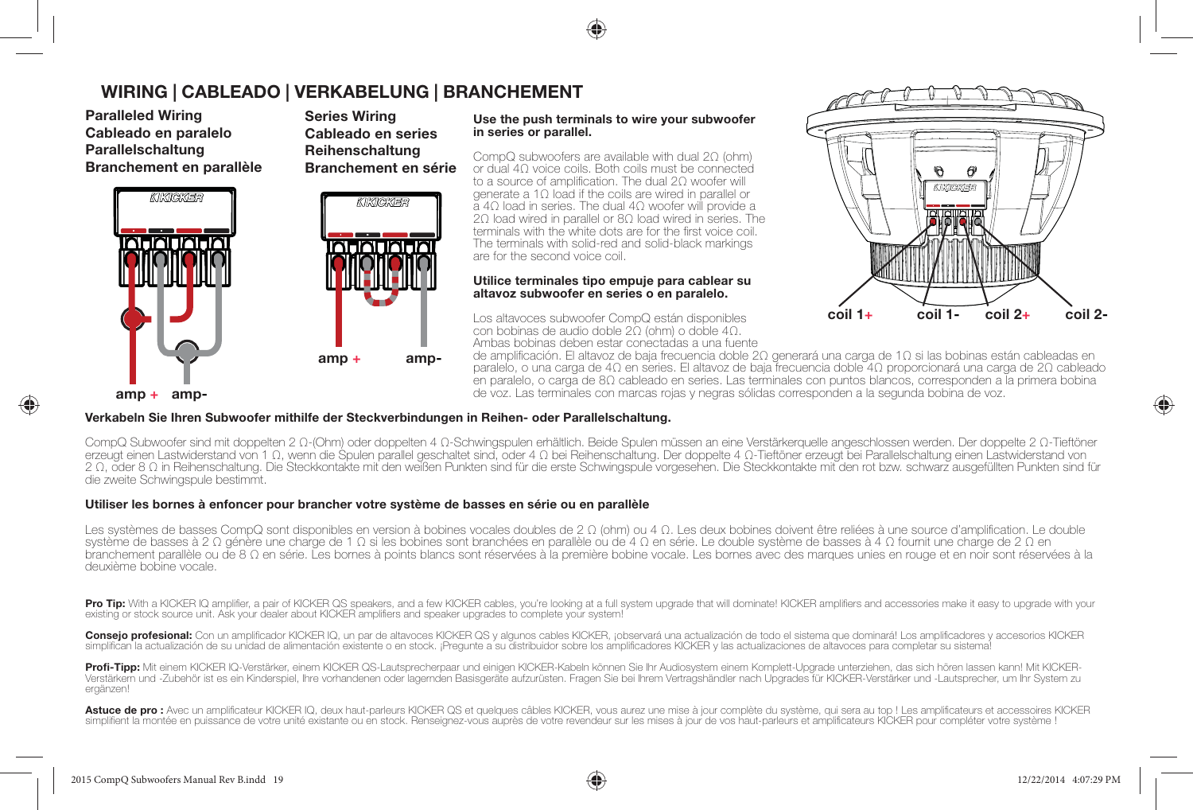# WIRING | CABLEADO | VERKABELUNG | BRANCHEMENT

**Paralleled Wiring**
**Cableado en paralelo**
**Parallelschaltung**
**Branchement en parallèle**

amp + amp-

**Series Wiring**
**Cableado en series**
**Reihenschaltung**
**Branchement en série**

amp + amp-

coil 1+ coil 1- coil 2+ coil 2-

**Use the push terminals to wire your subwoofer in series or parallel.**

CompQ subwoofers are available with dual 2Ω (ohm) or dual 4Ω voice coils. Both coils must be connected to a source of amplification. The dual 2Ω woofer will generate a 1Ω load if the coils are wired in parallel or a 4Ω load in series. The dual 4Ω woofer will provide a 2Ω load wired in parallel or 8Ω load wired in series. The terminals with the white dots are for the first voice coil. The terminals with solid-red and solid-black markings are for the second voice coil.

**Utilice terminales tipo empuje para cablear su altavoz subwoofer en series o en paralelo.**

Los altavoces subwoofer CompQ están disponibles con bobinas de audio doble 2Ω (ohm) o doble 4Ω. Ambas bobinas deben estar conectadas a una fuente de amplificación. El altavoz de baja frecuencia doble 2Ω generará una carga de 1Ω si las bobinas están cableadas en paralelo, o una carga de 4Ω en series. El altavoz de baja frecuencia doble 4Ω proporcionará una carga de 2Ω cableado en paralelo, o carga de 8Ω cableado en series. Las terminales con puntos blancos, corresponden a la primera bobina de voz. Las terminales con marcas rojas y negras sólidas corresponden a la segunda bobina de voz.

**Verkabeln Sie Ihren Subwoofer mithilfe der Steckverbindungen in Reihen- oder Parallelschaltung.**

CompQ Subwoofer sind mit doppelten 2 Ω-(Ohm) oder doppelten 4 Ω-Schwingspulen erhältlich. Beide Spulen müssen an eine Verstärkerquelle angeschlossen werden. Der doppelte 2 Ω-Tieftöner erzeugt einen Lastwiderstand von 1 Ω, wenn die Spulen parallel geschaltet sind, oder 4 Ω bei Reihenschaltung. Der doppelte 4 Ω-Tieftöner erzeugt bei Parallelschaltung einen Lastwiderstand von 2 Ω, oder 8 Ω in Reihenschaltung. Die Steckkontakte mit den weißen Punkten sind für die erste Schwingspule vorgesehen. Die Steckkontakte mit den rot bzw. schwarz ausgefüllten Punkten sind für die zweite Schwingspule bestimmt.

**Utiliser les bornes à enfoncer pour brancher votre système de basses en série ou en parallèle**

Les systèmes de basses CompQ sont disponibles en version à bobines vocales doubles de 2 Ω (ohm) ou 4 Ω. Les deux bobines doivent être reliées à une source d'amplification. Le double système de basses à 2 Ω génère une charge de 1 Ω si les bobines sont branchées en parallèle ou de 4 Ω en série. Le double système de basses à 4 Ω fournit une charge de 2 Ω en branchement parallèle ou de 8 Ω en série. Les bornes à points blancs sont réservées à la première bobine vocale. Les bornes avec des marques unies en rouge et en noir sont réservées à la deuxième bobine vocale.

**Pro Tip:** With a KICKER IQ amplifier, a pair of KICKER QS speakers, and a few KICKER cables, you're looking at a full system upgrade that will dominate! KICKER amplifiers and accessories make it easy to upgrade with your existing or stock source unit. Ask your dealer about KICKER amplifiers and speaker upgrades to complete your system!

**Consejo profesional:** Con un amplificador KICKER IQ, un par de altavoces KICKER QS y algunos cables KICKER, ¡observará una actualización de todo el sistema que dominará! Los amplificadores y accesorios KICKER simplifican la actualización de su unidad de alimentación existente o en stock. ¡Pregunte a su distribuidor sobre los amplificadores KICKER y las actualizaciones de altavoces para completar su sistema!

**Profi-Tipp:** Mit einem KICKER IQ-Verstärker, einem KICKER QS-Lautsprecherpaar und einigen KICKER-Kabeln können Sie Ihr Audiosystem einem Komplett-Upgrade unterziehen, das sich hören lassen kann! Mit KICKER-Verstärkern und -Zubehör ist es ein Kinderspiel, Ihre vorhandenen oder lagernden Basisgeräte aufzurüsten. Fragen Sie bei Ihrem Vertragshändler nach Upgrades für KICKER-Verstärker und -Lautsprecher, um Ihr System zu ergänzen!

**Astuce de pro :** Avec un amplificateur KICKER IQ, deux haut-parleurs KICKER QS et quelques câbles KICKER, vous aurez une mise à jour complète du système, qui sera au top ! Les amplificateurs et accessoires KICKER simplifient la montée en puissance de votre unité existante ou en stock. Renseignez-vous auprès de votre revendeur sur les mises à jour de vos haut-parleurs et amplificateurs KICKER pour compléter votre système !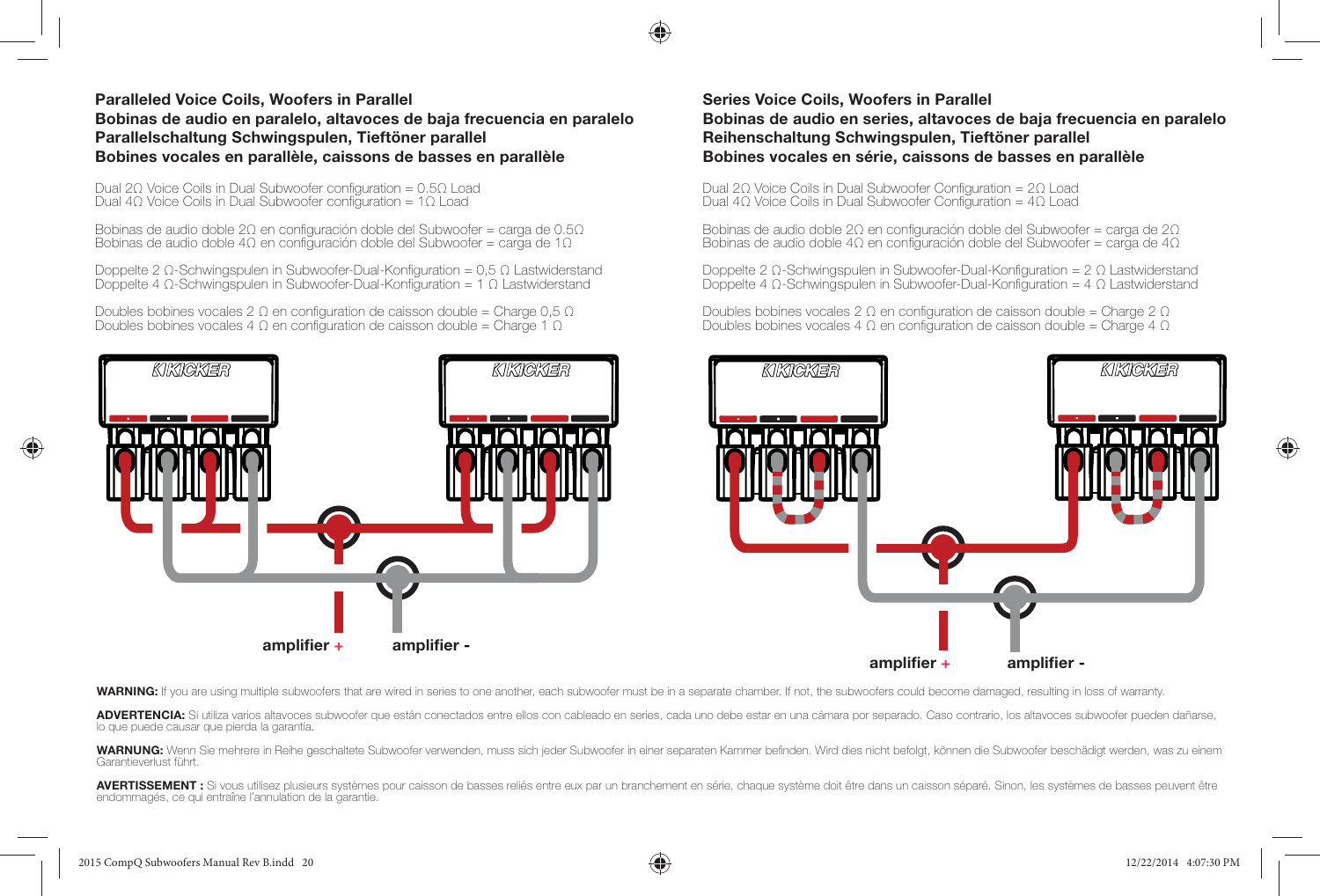### Paralleled Voice Coils, Woofers in Parallel
### Bobinas de audio en paralelo, altavoces de baja frecuencia en paralelo
### Parallelschaltung Schwingspulen, Tieftöner parallel
### Bobines vocales en parallèle, caissons de basses en parallèle

Dual 2Ω Voice Coils in Dual Subwoofer configuration = 0.5Ω Load
Dual 4Ω Voice Coils in Dual Subwoofer configuration = 1Ω Load

Bobinas de audio doble 2Ω en configuración doble del Subwoofer = carga de 0.5Ω
Bobinas de audio doble 4Ω en configuración doble del Subwoofer = carga de 1Ω

Doppelte 2 Ω-Schwingspulen in Subwoofer-Dual-Konfiguration = 0,5 Ω Lastwiderstand
Doppelte 4 Ω-Schwingspulen in Subwoofer-Dual-Konfiguration = 1 Ω Lastwiderstand

Doubles bobines vocales 2 Ω en configuration de caisson double = Charge 0,5 Ω
Doubles bobines vocales 4 Ω en configuration de caisson double = Charge 1 Ω

amplifier + amplifier -

### Series Voice Coils, Woofers in Parallel
### Bobinas de audio en series, altavoces de baja frecuencia en paralelo
### Reihenschaltung Schwingspulen, Tieftöner parallel
### Bobines vocales en série, caissons de basses en parallèle

Dual 2Ω Voice Coils in Dual Subwoofer Configuration = 2Ω Load
Dual 4Ω Voice Coils in Dual Subwoofer Configuration = 4Ω Load

Bobinas de audio doble 2Ω en configuración doble del Subwoofer = carga de 2Ω
Bobinas de audio doble 4Ω en configuración doble del Subwoofer = carga de 4Ω

Doppelte 2 Ω-Schwingspulen in Subwoofer-Dual-Konfiguration = 2 Ω Lastwiderstand
Doppelte 4 Ω-Schwingspulen in Subwoofer-Dual-Konfiguration = 4 Ω Lastwiderstand

Doubles bobines vocales 2 Ω en configuration de caisson double = Charge 2 Ω
Doubles bobines vocales 4 Ω en configuration de caisson double = Charge 4 Ω

amplifier + amplifier -

**WARNING:** If you are using multiple subwoofers that are wired in series to one another, each subwoofer must be in a separate chamber. If not, the subwoofers could become damaged, resulting in loss of warranty.

**ADVERTENCIA:** Si utiliza varios altavoces subwoofer que están conectados entre ellos con cableado en series, cada uno debe estar en una cámara por separado. Caso contrario, los altavoces subwoofer pueden dañarse, lo que puede causar que pierda la garantía.

**WARNUNG:** Wenn Sie mehrere in Reihe geschaltete Subwoofer verwenden, muss sich jeder Subwoofer in einer separaten Kammer befinden. Wird dies nicht befolgt, können die Subwoofer beschädigt werden, was zu einem Garantieverlust führt.

**AVERTISSEMENT :** Si vous utilisez plusieurs systèmes pour caisson de basses reliés entre eux par un branchement en série, chaque système doit être dans un caisson séparé. Sinon, les systèmes de basses peuvent être endommagés, ce qui entraîne l'annulation de la garantie.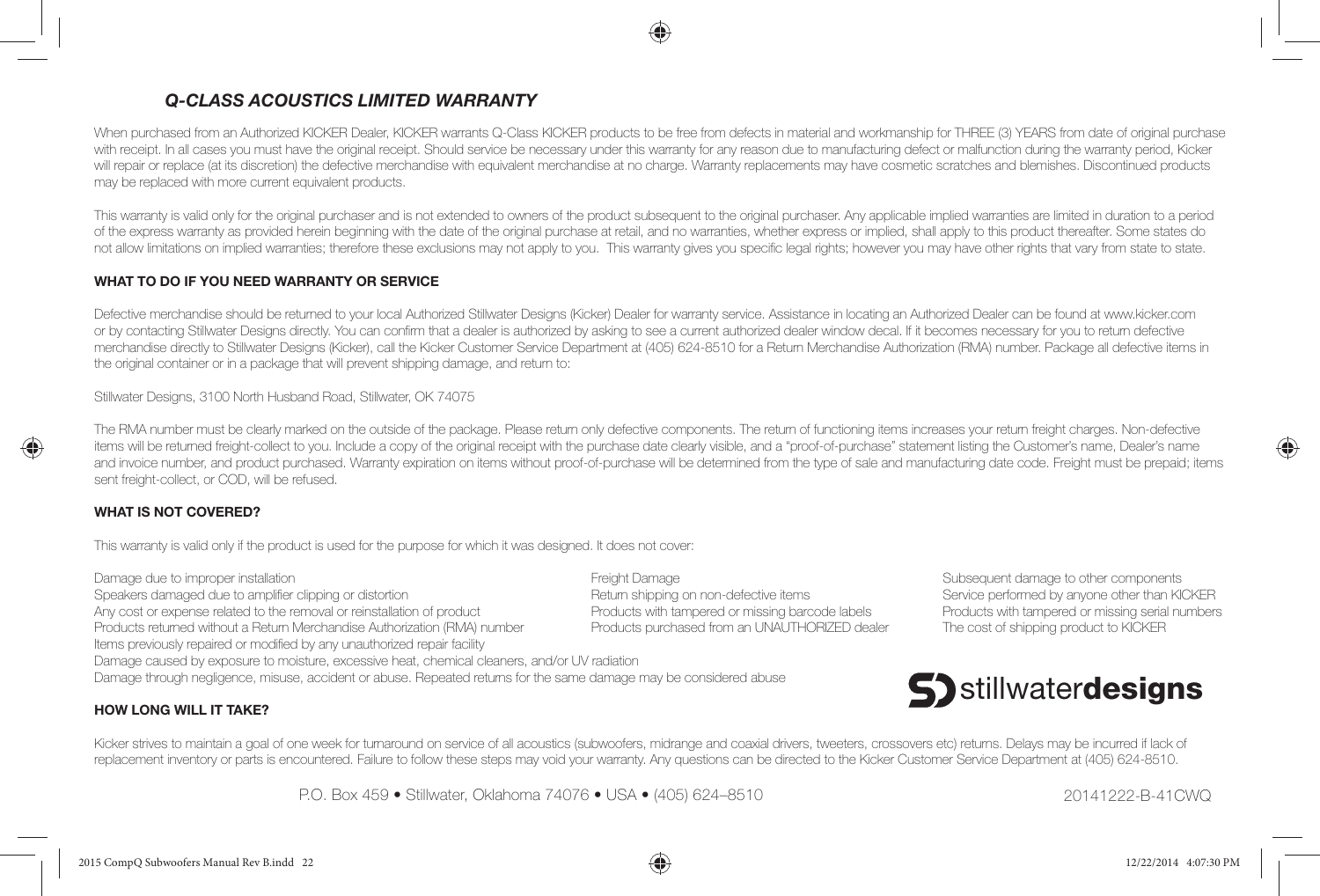## *Q-CLASS ACOUSTICS LIMITED WARRANTY*

When purchased from an Authorized KICKER Dealer, KICKER warrants Q-Class KICKER products to be free from defects in material and workmanship for THREE (3) YEARS from date of original purchase with receipt. In all cases you must have the original receipt. Should service be necessary under this warranty for any reason due to manufacturing defect or malfunction during the warranty period, Kicker will repair or replace (at its discretion) the defective merchandise with equivalent merchandise at no charge. Warranty replacements may have cosmetic scratches and blemishes. Discontinued products may be replaced with more current equivalent products.

This warranty is valid only for the original purchaser and is not extended to owners of the product subsequent to the original purchaser. Any applicable implied warranties are limited in duration to a period of the express warranty as provided herein beginning with the date of the original purchase at retail, and no warranties, whether express or implied, shall apply to this product thereafter. Some states do not allow limitations on implied warranties; therefore these exclusions may not apply to you. This warranty gives you specific legal rights; however you may have other rights that vary from state to state.

### WHAT TO DO IF YOU NEED WARRANTY OR SERVICE

Defective merchandise should be returned to your local Authorized Stillwater Designs (Kicker) Dealer for warranty service. Assistance in locating an Authorized Dealer can be found at www.kicker.com or by contacting Stillwater Designs directly. You can confirm that a dealer is authorized by asking to see a current authorized dealer window decal. If it becomes necessary for you to return defective merchandise directly to Stillwater Designs (Kicker), call the Kicker Customer Service Department at (405) 624-8510 for a Return Merchandise Authorization (RMA) number. Package all defective items in the original container or in a package that will prevent shipping damage, and return to:

Stillwater Designs, 3100 North Husband Road, Stillwater, OK 74075

The RMA number must be clearly marked on the outside of the package. Please return only defective components. The return of functioning items increases your return freight charges. Non-defective items will be returned freight-collect to you. Include a copy of the original receipt with the purchase date clearly visible, and a "proof-of-purchase" statement listing the Customer's name, Dealer's name and invoice number, and product purchased. Warranty expiration on items without proof-of-purchase will be determined from the type of sale and manufacturing date code. Freight must be prepaid; items sent freight-collect, or COD, will be refused.

### WHAT IS NOT COVERED?

This warranty is valid only if the product is used for the purpose for which it was designed. It does not cover:

Damage due to improper installation
Speakers damaged due to amplifier clipping or distortion
Any cost or expense related to the removal or reinstallation of product
Products returned without a Return Merchandise Authorization (RMA) number
Items previously repaired or modified by any unauthorized repair facility
Damage caused by exposure to moisture, excessive heat, chemical cleaners, and/or UV radiation
Damage through negligence, misuse, accident or abuse. Repeated returns for the same damage may be considered abuse
Freight Damage
Return shipping on non-defective items
Products with tampered or missing barcode labels
Products purchased from an UNAUTHORIZED dealer
Subsequent damage to other components
Service performed by anyone other than KICKER
Products with tampered or missing serial numbers
The cost of shipping product to KICKER

**stillwaterdesigns**

### HOW LONG WILL IT TAKE?

Kicker strives to maintain a goal of one week for turnaround on service of all acoustics (subwoofers, midrange and coaxial drivers, tweeters, crossovers etc) returns. Delays may be incurred if lack of replacement inventory or parts is encountered. Failure to follow these steps may void your warranty. Any questions can be directed to the Kicker Customer Service Department at (405) 624-8510.

P.O. Box 459 • Stillwater, Oklahoma 74076 • USA • (405) 624–8510

20141222-B-41CWQ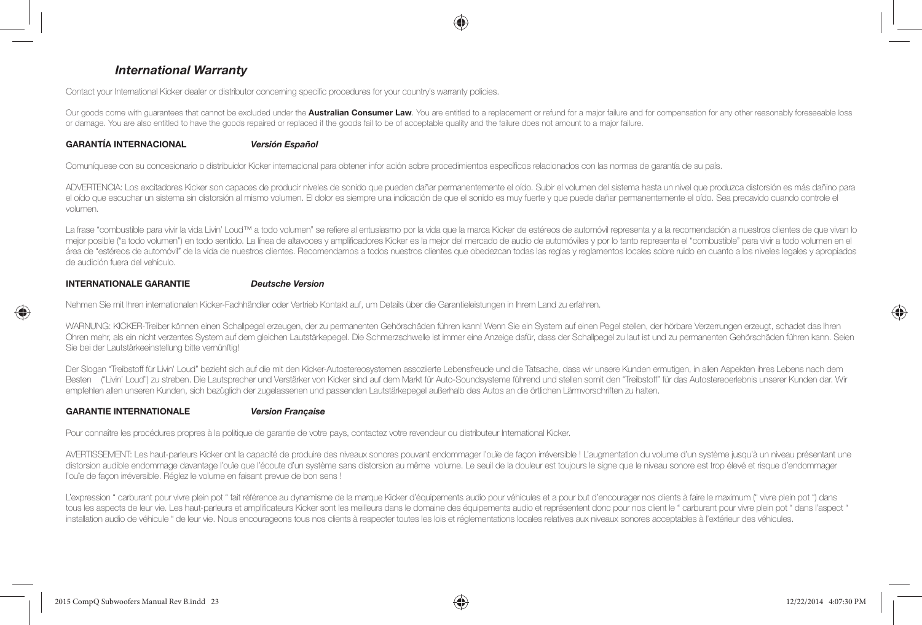## *International Warranty*

Contact your International Kicker dealer or distributor concerning specific procedures for your country's warranty policies.

Our goods come with guarantees that cannot be excluded under the **Australian Consumer Law**. You are entitled to a replacement or refund for a major failure and for compensation for any other reasonably foreseeable loss or damage. You are also entitled to have the goods repaired or replaced if the goods fail to be of acceptable quality and the failure does not amount to a major failure.

### GARANTÍA INTERNACIONAL *Versión Español*

Comuníquese con su concesionario o distribuidor Kicker internacional para obtener infor ación sobre procedimientos específicos relacionados con las normas de garantía de su país.

ADVERTENCIA: Los excitadores Kicker son capaces de producir niveles de sonido que pueden dañar permanentemente el oído. Subir el volumen del sistema hasta un nivel que produzca distorsión es más dañino para el oído que escuchar un sistema sin distorsión al mismo volumen. El dolor es siempre una indicación de que el sonido es muy fuerte y que puede dañar permanentemente el oído. Sea precavido cuando controle el volumen.

La frase "combustible para vivir la vida Livin' Loud™ a todo volumen" se refiere al entusiasmo por la vida que la marca Kicker de estéreos de automóvil representa y a la recomendación a nuestros clientes de que vivan lo mejor posible ("a todo volumen") en todo sentido. La línea de altavoces y amplificadores Kicker es la mejor del mercado de audio de automóviles y por lo tanto representa el "combustible" para vivir a todo volumen en el área de "estéreos de automóvil" de la vida de nuestros clientes. Recomendamos a todos nuestros clientes que obedezcan todas las reglas y reglamentos locales sobre ruido en cuanto a los niveles legales y apropiados de audición fuera del vehículo.

### INTERNATIONALE GARANTIE *Deutsche Version*

Nehmen Sie mit Ihren internationalen Kicker-Fachhändler oder Vertrieb Kontakt auf, um Details über die Garantieleistungen in Ihrem Land zu erfahren.

WARNUNG: KICKER-Treiber können einen Schallpegel erzeugen, der zu permanenten Gehörschäden führen kann! Wenn Sie ein System auf einen Pegel stellen, der hörbare Verzerrungen erzeugt, schadet das Ihren Ohren mehr, als ein nicht verzerrtes System auf dem gleichen Lautstärkepegel. Die Schmerzschwelle ist immer eine Anzeige dafür, dass der Schallpegel zu laut ist und zu permanenten Gehörschäden führen kann. Seien Sie bei der Lautstärkeeinstellung bitte vernünftig!

Der Slogan "Treibstoff für Livin' Loud" bezieht sich auf die mit den Kicker-Autostereosystemen assoziierte Lebensfreude und die Tatsache, dass wir unsere Kunden ermutigen, in allen Aspekten ihres Lebens nach dem Besten ("Livin' Loud") zu streben. Die Lautsprecher und Verstärker von Kicker sind auf dem Markt für Auto-Soundsysteme führend und stellen somit den "Treibstoff" für das Autostereoerlebnis unserer Kunden dar. Wir empfehlen allen unseren Kunden, sich bezüglich der zugelassenen und passenden Lautstärkepegel außerhalb des Autos an die örtlichen Lärmvorschriften zu halten.

### GARANTIE INTERNATIONALE *Version Française*

Pour connaître les procédures propres à la politique de garantie de votre pays, contactez votre revendeur ou distributeur International Kicker.

AVERTISSEMENT: Les haut-parleurs Kicker ont la capacité de produire des niveaux sonores pouvant endommager l'ouïe de façon irréversible ! L'augmentation du volume d'un système jusqu'à un niveau présentant une distorsion audible endommage davantage l'ouïe que l'écoute d'un système sans distorsion au même volume. Le seuil de la douleur est toujours le signe que le niveau sonore est trop élevé et risque d'endommager l'ouïe de façon irréversible. Réglez le volume en faisant prevue de bon sens !

L'expression " carburant pour vivre plein pot " fait référence au dynamisme de la marque Kicker d'équipements audio pour véhicules et a pour but d'encourager nos clients à faire le maximum (" vivre plein pot ") dans tous les aspects de leur vie. Les haut-parleurs et amplificateurs Kicker sont les meilleurs dans le domaine des équipements audio et représentent donc pour nos client le " carburant pour vivre plein pot " dans l'aspect " installation audio de véhicule " de leur vie. Nous encourageons tous nos clients à respecter toutes les lois et réglementations locales relatives aux niveaux sonores acceptables à l'extérieur des véhicules.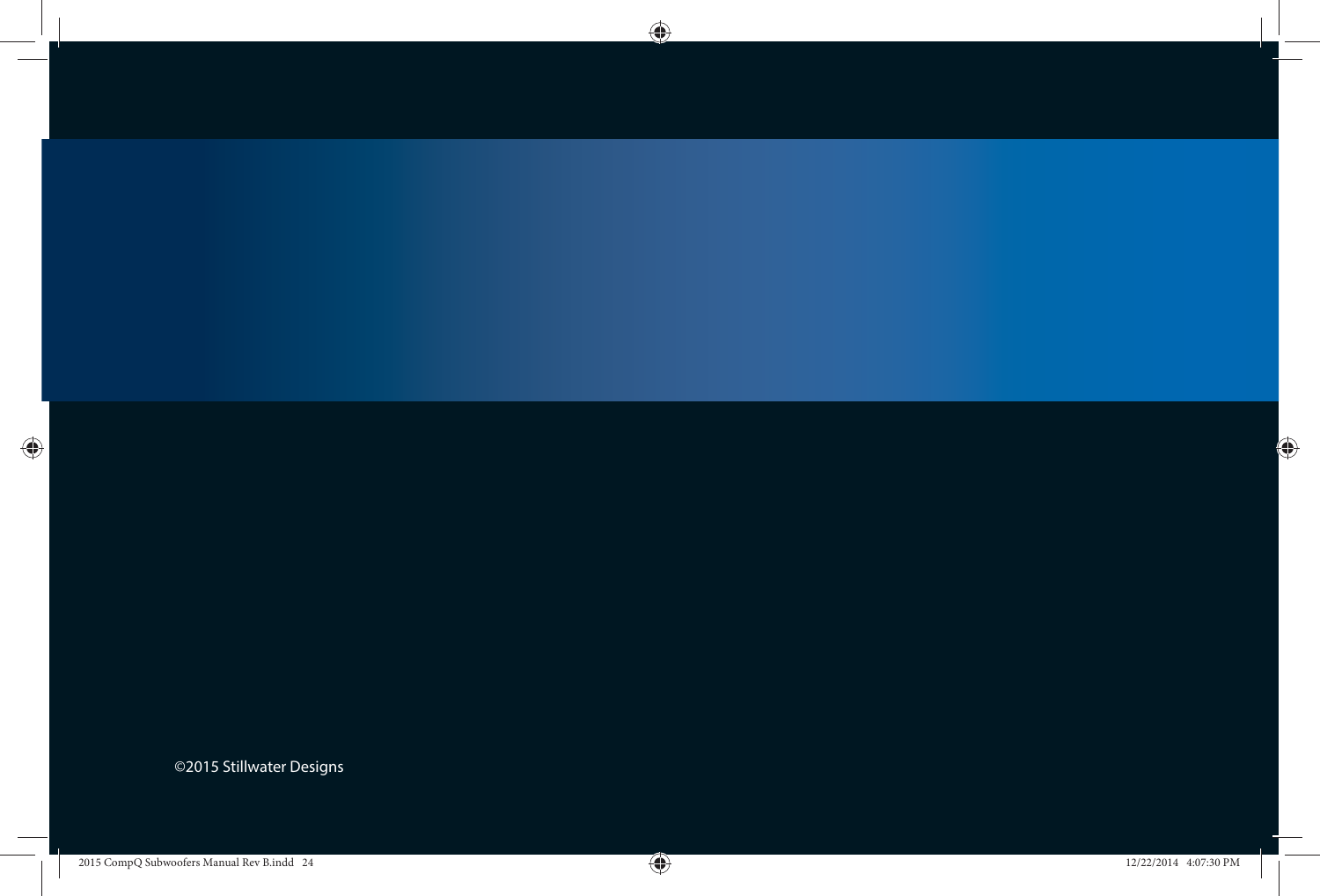©2015 Stillwater Designs